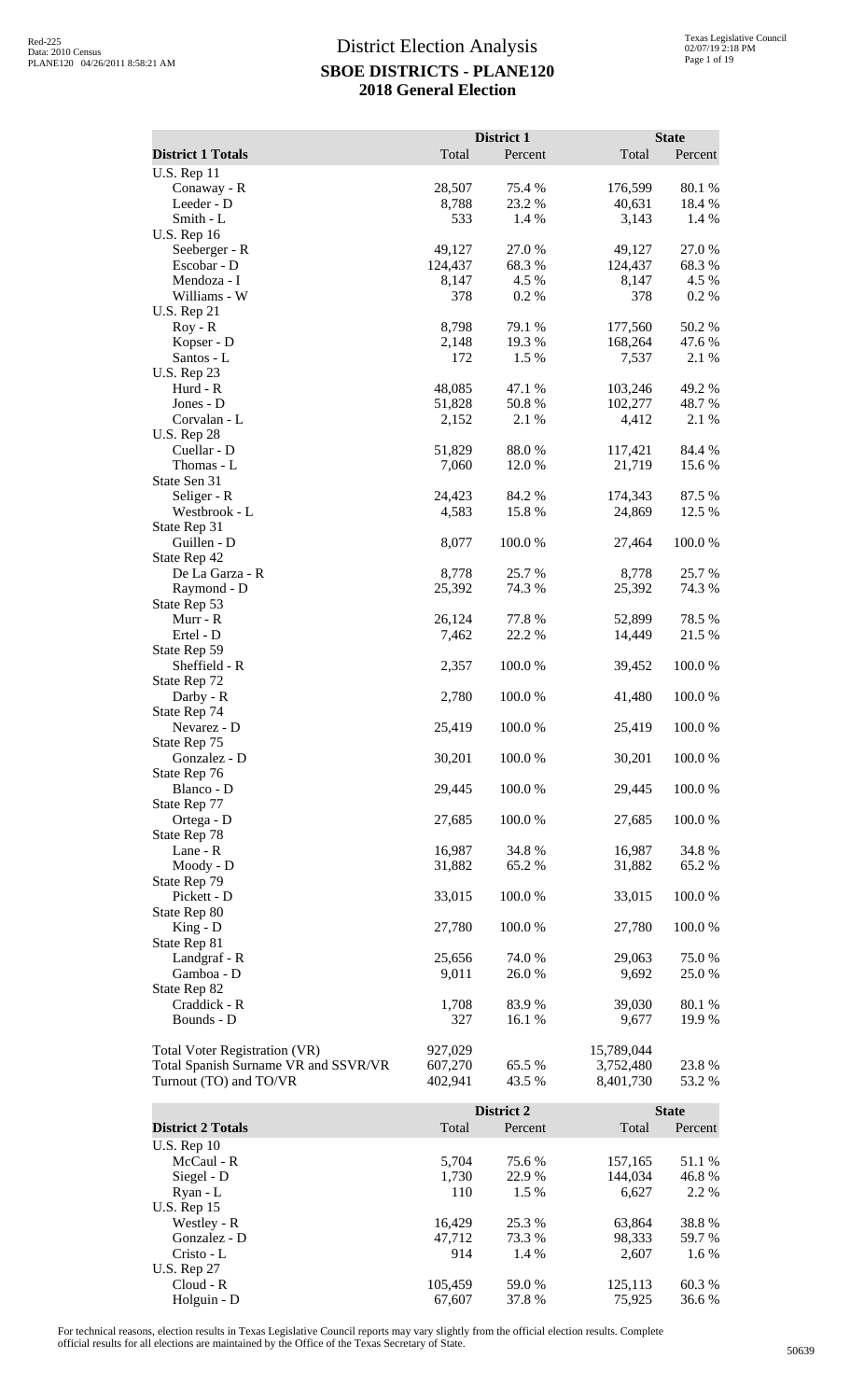# District Election Analysis

## SBOE DISTRICTS - PLANE120

## 2018 General Election

| District 1 Totals | District 1 Total | District 1 Percent | State Total | State Percent |
|---|---|---|---|---|
| U.S. Rep 11 | | | | |
| Conaway - R | 28,507 | 75.4 % | 176,599 | 80.1 % |
| Leeder - D | 8,788 | 23.2 % | 40,631 | 18.4 % |
| Smith - L | 533 | 1.4 % | 3,143 | 1.4 % |
| U.S. Rep 16 | | | | |
| Seeberger - R | 49,127 | 27.0 % | 49,127 | 27.0 % |
| Escobar - D | 124,437 | 68.3 % | 124,437 | 68.3 % |
| Mendoza - I | 8,147 | 4.5 % | 8,147 | 4.5 % |
| Williams - W | 378 | 0.2 % | 378 | 0.2 % |
| U.S. Rep 21 | | | | |
| Roy - R | 8,798 | 79.1 % | 177,560 | 50.2 % |
| Kopser - D | 2,148 | 19.3 % | 168,264 | 47.6 % |
| Santos - L | 172 | 1.5 % | 7,537 | 2.1 % |
| U.S. Rep 23 | | | | |
| Hurd - R | 48,085 | 47.1 % | 103,246 | 49.2 % |
| Jones - D | 51,828 | 50.8 % | 102,277 | 48.7 % |
| Corvalan - L | 2,152 | 2.1 % | 4,412 | 2.1 % |
| U.S. Rep 28 | | | | |
| Cuellar - D | 51,829 | 88.0 % | 117,421 | 84.4 % |
| Thomas - L | 7,060 | 12.0 % | 21,719 | 15.6 % |
| State Sen 31 | | | | |
| Seliger - R | 24,423 | 84.2 % | 174,343 | 87.5 % |
| Westbrook - L | 4,583 | 15.8 % | 24,869 | 12.5 % |
| State Rep 31 | | | | |
| Guillen - D | 8,077 | 100.0 % | 27,464 | 100.0 % |
| State Rep 42 | | | | |
| De La Garza - R | 8,778 | 25.7 % | 8,778 | 25.7 % |
| Raymond - D | 25,392 | 74.3 % | 25,392 | 74.3 % |
| State Rep 53 | | | | |
| Murr - R | 26,124 | 77.8 % | 52,899 | 78.5 % |
| Ertel - D | 7,462 | 22.2 % | 14,449 | 21.5 % |
| State Rep 59 | | | | |
| Sheffield - R | 2,357 | 100.0 % | 39,452 | 100.0 % |
| State Rep 72 | | | | |
| Darby - R | 2,780 | 100.0 % | 41,480 | 100.0 % |
| State Rep 74 | | | | |
| Nevarez - D | 25,419 | 100.0 % | 25,419 | 100.0 % |
| State Rep 75 | | | | |
| Gonzalez - D | 30,201 | 100.0 % | 30,201 | 100.0 % |
| State Rep 76 | | | | |
| Blanco - D | 29,445 | 100.0 % | 29,445 | 100.0 % |
| State Rep 77 | | | | |
| Ortega - D | 27,685 | 100.0 % | 27,685 | 100.0 % |
| State Rep 78 | | | | |
| Lane - R | 16,987 | 34.8 % | 16,987 | 34.8 % |
| Moody - D | 31,882 | 65.2 % | 31,882 | 65.2 % |
| State Rep 79 | | | | |
| Pickett - D | 33,015 | 100.0 % | 33,015 | 100.0 % |
| State Rep 80 | | | | |
| King - D | 27,780 | 100.0 % | 27,780 | 100.0 % |
| State Rep 81 | | | | |
| Landgraf - R | 25,656 | 74.0 % | 29,063 | 75.0 % |
| Gamboa - D | 9,011 | 26.0 % | 9,692 | 25.0 % |
| State Rep 82 | | | | |
| Craddick - R | 1,708 | 83.9 % | 39,030 | 80.1 % |
| Bounds - D | 327 | 16.1 % | 9,677 | 19.9 % |
| Total Voter Registration (VR) | 927,029 | | 15,789,044 | |
| Total Spanish Surname VR and SSVR/VR | 607,270 | 65.5 % | 3,752,480 | 23.8 % |
| Turnout (TO) and TO/VR | 402,941 | 43.5 % | 8,401,730 | 53.2 % |

| District 2 Totals | District 2 Total | District 2 Percent | State Total | State Percent |
|---|---|---|---|---|
| U.S. Rep 10 | | | | |
| McCaul - R | 5,704 | 75.6 % | 157,165 | 51.1 % |
| Siegel - D | 1,730 | 22.9 % | 144,034 | 46.8 % |
| Ryan - L | 110 | 1.5 % | 6,627 | 2.2 % |
| U.S. Rep 15 | | | | |
| Westley - R | 16,429 | 25.3 % | 63,864 | 38.8 % |
| Gonzalez - D | 47,712 | 73.3 % | 98,333 | 59.7 % |
| Cristo - L | 914 | 1.4 % | 2,607 | 1.6 % |
| U.S. Rep 27 | | | | |
| Cloud - R | 105,459 | 59.0 % | 125,113 | 60.3 % |
| Holguin - D | 67,607 | 37.8 % | 75,925 | 36.6 % |

For technical reasons, election results in Texas Legislative Council reports may vary slightly from the official election results. Complete official results for all elections are maintained by the Office of the Texas Secretary of State.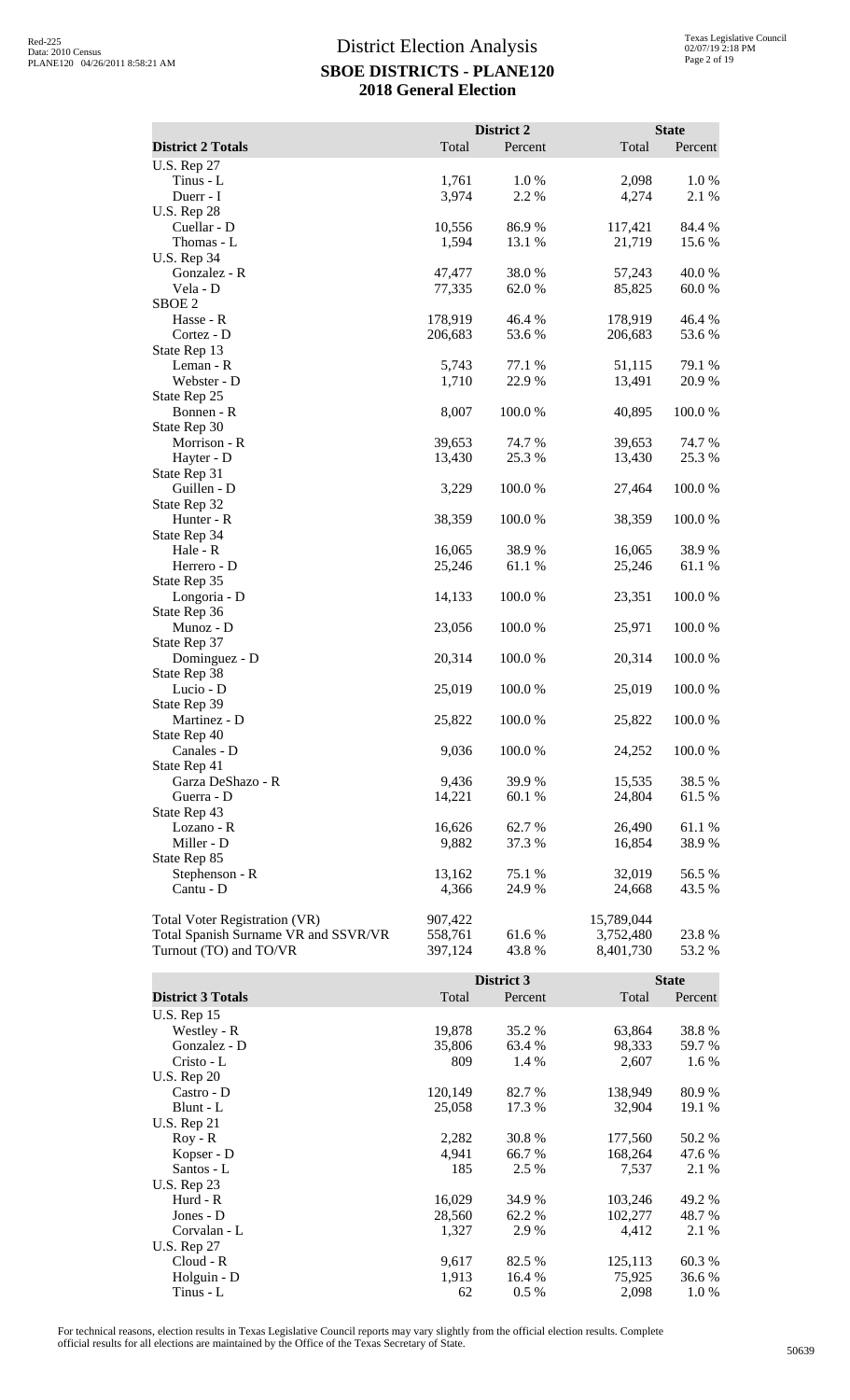# District Election Analysis

## SBOE DISTRICTS - PLANE120

## 2018 General Election

| District 2 Totals | District 2 Total | District 2 Percent | State Total | State Percent |
|---|---|---|---|---|
| U.S. Rep 27 | | | | |
| Tinus - L | 1,761 | 1.0 % | 2,098 | 1.0 % |
| Duerr - I | 3,974 | 2.2 % | 4,274 | 2.1 % |
| U.S. Rep 28 | | | | |
| Cuellar - D | 10,556 | 86.9 % | 117,421 | 84.4 % |
| Thomas - L | 1,594 | 13.1 % | 21,719 | 15.6 % |
| U.S. Rep 34 | | | | |
| Gonzalez - R | 47,477 | 38.0 % | 57,243 | 40.0 % |
| Vela - D | 77,335 | 62.0 % | 85,825 | 60.0 % |
| SBOE 2 | | | | |
| Hasse - R | 178,919 | 46.4 % | 178,919 | 46.4 % |
| Cortez - D | 206,683 | 53.6 % | 206,683 | 53.6 % |
| State Rep 13 | | | | |
| Leman - R | 5,743 | 77.1 % | 51,115 | 79.1 % |
| Webster - D | 1,710 | 22.9 % | 13,491 | 20.9 % |
| State Rep 25 | | | | |
| Bonnen - R | 8,007 | 100.0 % | 40,895 | 100.0 % |
| State Rep 30 | | | | |
| Morrison - R | 39,653 | 74.7 % | 39,653 | 74.7 % |
| Hayter - D | 13,430 | 25.3 % | 13,430 | 25.3 % |
| State Rep 31 | | | | |
| Guillen - D | 3,229 | 100.0 % | 27,464 | 100.0 % |
| State Rep 32 | | | | |
| Hunter - R | 38,359 | 100.0 % | 38,359 | 100.0 % |
| State Rep 34 | | | | |
| Hale - R | 16,065 | 38.9 % | 16,065 | 38.9 % |
| Herrero - D | 25,246 | 61.1 % | 25,246 | 61.1 % |
| State Rep 35 | | | | |
| Longoria - D | 14,133 | 100.0 % | 23,351 | 100.0 % |
| State Rep 36 | | | | |
| Munoz - D | 23,056 | 100.0 % | 25,971 | 100.0 % |
| State Rep 37 | | | | |
| Dominguez - D | 20,314 | 100.0 % | 20,314 | 100.0 % |
| State Rep 38 | | | | |
| Lucio - D | 25,019 | 100.0 % | 25,019 | 100.0 % |
| State Rep 39 | | | | |
| Martinez - D | 25,822 | 100.0 % | 25,822 | 100.0 % |
| State Rep 40 | | | | |
| Canales - D | 9,036 | 100.0 % | 24,252 | 100.0 % |
| State Rep 41 | | | | |
| Garza DeShazo - R | 9,436 | 39.9 % | 15,535 | 38.5 % |
| Guerra - D | 14,221 | 60.1 % | 24,804 | 61.5 % |
| State Rep 43 | | | | |
| Lozano - R | 16,626 | 62.7 % | 26,490 | 61.1 % |
| Miller - D | 9,882 | 37.3 % | 16,854 | 38.9 % |
| State Rep 85 | | | | |
| Stephenson - R | 13,162 | 75.1 % | 32,019 | 56.5 % |
| Cantu - D | 4,366 | 24.9 % | 24,668 | 43.5 % |
| Total Voter Registration (VR) | 907,422 | | 15,789,044 | |
| Total Spanish Surname VR and SSVR/VR | 558,761 | 61.6 % | 3,752,480 | 23.8 % |
| Turnout (TO) and TO/VR | 397,124 | 43.8 % | 8,401,730 | 53.2 % |

| District 3 Totals | District 3 Total | District 3 Percent | State Total | State Percent |
|---|---|---|---|---|
| U.S. Rep 15 | | | | |
| Westley - R | 19,878 | 35.2 % | 63,864 | 38.8 % |
| Gonzalez - D | 35,806 | 63.4 % | 98,333 | 59.7 % |
| Cristo - L | 809 | 1.4 % | 2,607 | 1.6 % |
| U.S. Rep 20 | | | | |
| Castro - D | 120,149 | 82.7 % | 138,949 | 80.9 % |
| Blunt - L | 25,058 | 17.3 % | 32,904 | 19.1 % |
| U.S. Rep 21 | | | | |
| Roy - R | 2,282 | 30.8 % | 177,560 | 50.2 % |
| Kopser - D | 4,941 | 66.7 % | 168,264 | 47.6 % |
| Santos - L | 185 | 2.5 % | 7,537 | 2.1 % |
| U.S. Rep 23 | | | | |
| Hurd - R | 16,029 | 34.9 % | 103,246 | 49.2 % |
| Jones - D | 28,560 | 62.2 % | 102,277 | 48.7 % |
| Corvalan - L | 1,327 | 2.9 % | 4,412 | 2.1 % |
| U.S. Rep 27 | | | | |
| Cloud - R | 9,617 | 82.5 % | 125,113 | 60.3 % |
| Holguin - D | 1,913 | 16.4 % | 75,925 | 36.6 % |
| Tinus - L | 62 | 0.5 % | 2,098 | 1.0 % |

For technical reasons, election results in Texas Legislative Council reports may vary slightly from the official election results. Complete official results for all elections are maintained by the Office of the Texas Secretary of State.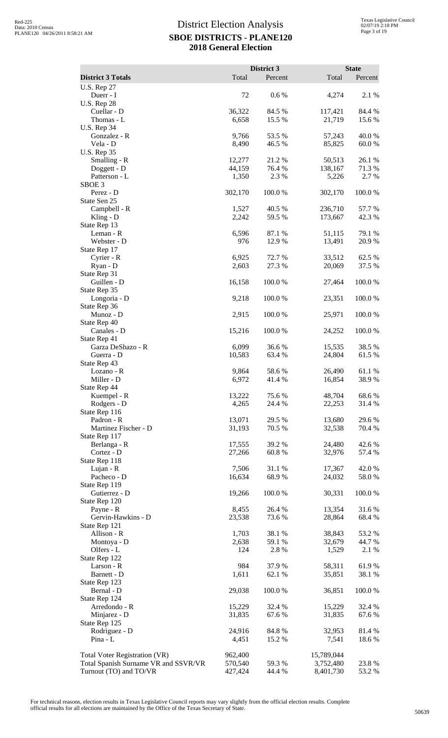# District Election Analysis
## SBOE DISTRICTS - PLANE120
## 2018 General Election

| District 3 Totals | District 3 Total | District 3 Percent | State Total | State Percent |
|---|---|---|---|---|
| U.S. Rep 27 | | | | |
| Duerr - I | 72 | 0.6 % | 4,274 | 2.1 % |
| U.S. Rep 28 | | | | |
| Cuellar - D | 36,322 | 84.5 % | 117,421 | 84.4 % |
| Thomas - L | 6,658 | 15.5 % | 21,719 | 15.6 % |
| U.S. Rep 34 | | | | |
| Gonzalez - R | 9,766 | 53.5 % | 57,243 | 40.0 % |
| Vela - D | 8,490 | 46.5 % | 85,825 | 60.0 % |
| U.S. Rep 35 | | | | |
| Smalling - R | 12,277 | 21.2 % | 50,513 | 26.1 % |
| Doggett - D | 44,159 | 76.4 % | 138,167 | 71.3 % |
| Patterson - L | 1,350 | 2.3 % | 5,226 | 2.7 % |
| SBOE 3 | | | | |
| Perez - D | 302,170 | 100.0 % | 302,170 | 100.0 % |
| State Sen 25 | | | | |
| Campbell - R | 1,527 | 40.5 % | 236,710 | 57.7 % |
| Kling - D | 2,242 | 59.5 % | 173,667 | 42.3 % |
| State Rep 13 | | | | |
| Leman - R | 6,596 | 87.1 % | 51,115 | 79.1 % |
| Webster - D | 976 | 12.9 % | 13,491 | 20.9 % |
| State Rep 17 | | | | |
| Cyrier - R | 6,925 | 72.7 % | 33,512 | 62.5 % |
| Ryan - D | 2,603 | 27.3 % | 20,069 | 37.5 % |
| State Rep 31 | | | | |
| Guillen - D | 16,158 | 100.0 % | 27,464 | 100.0 % |
| State Rep 35 | | | | |
| Longoria - D | 9,218 | 100.0 % | 23,351 | 100.0 % |
| State Rep 36 | | | | |
| Munoz - D | 2,915 | 100.0 % | 25,971 | 100.0 % |
| State Rep 40 | | | | |
| Canales - D | 15,216 | 100.0 % | 24,252 | 100.0 % |
| State Rep 41 | | | | |
| Garza DeShazo - R | 6,099 | 36.6 % | 15,535 | 38.5 % |
| Guerra - D | 10,583 | 63.4 % | 24,804 | 61.5 % |
| State Rep 43 | | | | |
| Lozano - R | 9,864 | 58.6 % | 26,490 | 61.1 % |
| Miller - D | 6,972 | 41.4 % | 16,854 | 38.9 % |
| State Rep 44 | | | | |
| Kuempel - R | 13,222 | 75.6 % | 48,704 | 68.6 % |
| Rodgers - D | 4,265 | 24.4 % | 22,253 | 31.4 % |
| State Rep 116 | | | | |
| Padron - R | 13,071 | 29.5 % | 13,680 | 29.6 % |
| Martinez Fischer - D | 31,193 | 70.5 % | 32,538 | 70.4 % |
| State Rep 117 | | | | |
| Berlanga - R | 17,555 | 39.2 % | 24,480 | 42.6 % |
| Cortez - D | 27,266 | 60.8 % | 32,976 | 57.4 % |
| State Rep 118 | | | | |
| Lujan - R | 7,506 | 31.1 % | 17,367 | 42.0 % |
| Pacheco - D | 16,634 | 68.9 % | 24,032 | 58.0 % |
| State Rep 119 | | | | |
| Gutierrez - D | 19,266 | 100.0 % | 30,331 | 100.0 % |
| State Rep 120 | | | | |
| Payne - R | 8,455 | 26.4 % | 13,354 | 31.6 % |
| Gervin-Hawkins - D | 23,538 | 73.6 % | 28,864 | 68.4 % |
| State Rep 121 | | | | |
| Allison - R | 1,703 | 38.1 % | 38,843 | 53.2 % |
| Montoya - D | 2,638 | 59.1 % | 32,679 | 44.7 % |
| Olfers - L | 124 | 2.8 % | 1,529 | 2.1 % |
| State Rep 122 | | | | |
| Larson - R | 984 | 37.9 % | 58,311 | 61.9 % |
| Barnett - D | 1,611 | 62.1 % | 35,851 | 38.1 % |
| State Rep 123 | | | | |
| Bernal - D | 29,038 | 100.0 % | 36,851 | 100.0 % |
| State Rep 124 | | | | |
| Arredondo - R | 15,229 | 32.4 % | 15,229 | 32.4 % |
| Minjarez - D | 31,835 | 67.6 % | 31,835 | 67.6 % |
| State Rep 125 | | | | |
| Rodriguez - D | 24,916 | 84.8 % | 32,953 | 81.4 % |
| Pina - L | 4,451 | 15.2 % | 7,541 | 18.6 % |
| | | | | |
| Total Voter Registration (VR) | 962,400 | | 15,789,044 | |
| Total Spanish Surname VR and SSVR/VR | 570,540 | 59.3 % | 3,752,480 | 23.8 % |
| Turnout (TO) and TO/VR | 427,424 | 44.4 % | 8,401,730 | 53.2 % |

For technical reasons, election results in Texas Legislative Council reports may vary slightly from the official election results. Complete official results for all elections are maintained by the Office of the Texas Secretary of State.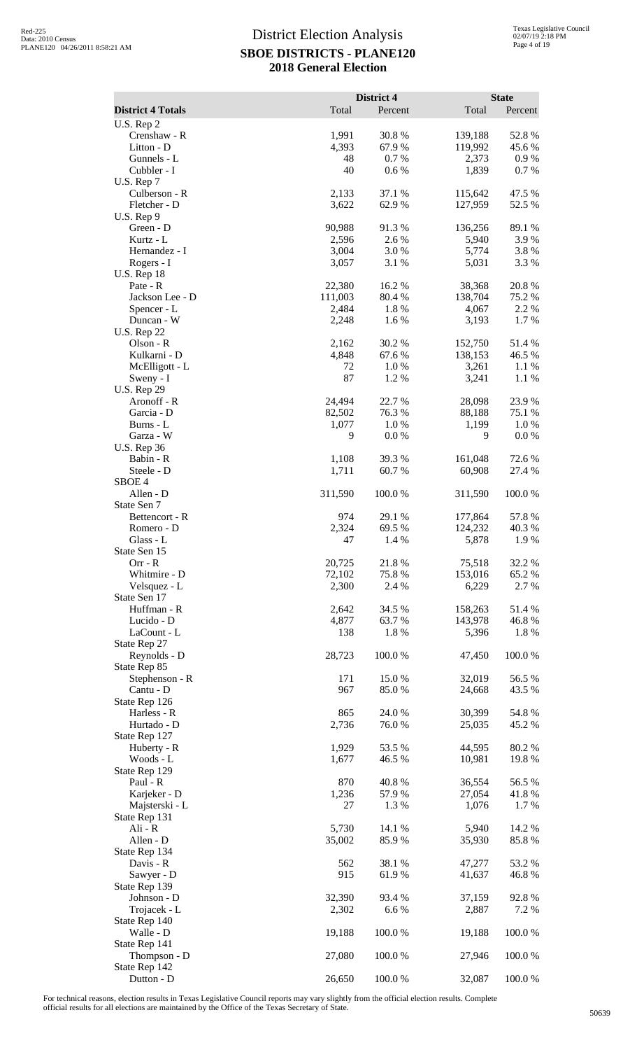# District Election Analysis

## SBOE DISTRICTS - PLANE120

## 2018 General Election

| District 4 Totals | District 4 Total | District 4 Percent | State Total | State Percent |
|---|---|---|---|---|
| U.S. Rep 2 | | | | |
| Crenshaw - R | 1,991 | 30.8 % | 139,188 | 52.8 % |
| Litton - D | 4,393 | 67.9 % | 119,992 | 45.6 % |
| Gunnels - L | 48 | 0.7 % | 2,373 | 0.9 % |
| Cubbler - I | 40 | 0.6 % | 1,839 | 0.7 % |
| U.S. Rep 7 | | | | |
| Culberson - R | 2,133 | 37.1 % | 115,642 | 47.5 % |
| Fletcher - D | 3,622 | 62.9 % | 127,959 | 52.5 % |
| U.S. Rep 9 | | | | |
| Green - D | 90,988 | 91.3 % | 136,256 | 89.1 % |
| Kurtz - L | 2,596 | 2.6 % | 5,940 | 3.9 % |
| Hernandez - I | 3,004 | 3.0 % | 5,774 | 3.8 % |
| Rogers - I | 3,057 | 3.1 % | 5,031 | 3.3 % |
| U.S. Rep 18 | | | | |
| Pate - R | 22,380 | 16.2 % | 38,368 | 20.8 % |
| Jackson Lee - D | 111,003 | 80.4 % | 138,704 | 75.2 % |
| Spencer - L | 2,484 | 1.8 % | 4,067 | 2.2 % |
| Duncan - W | 2,248 | 1.6 % | 3,193 | 1.7 % |
| U.S. Rep 22 | | | | |
| Olson - R | 2,162 | 30.2 % | 152,750 | 51.4 % |
| Kulkarni - D | 4,848 | 67.6 % | 138,153 | 46.5 % |
| McElligott - L | 72 | 1.0 % | 3,261 | 1.1 % |
| Sweny - I | 87 | 1.2 % | 3,241 | 1.1 % |
| U.S. Rep 29 | | | | |
| Aronoff - R | 24,494 | 22.7 % | 28,098 | 23.9 % |
| Garcia - D | 82,502 | 76.3 % | 88,188 | 75.1 % |
| Burns - L | 1,077 | 1.0 % | 1,199 | 1.0 % |
| Garza - W | 9 | 0.0 % | 9 | 0.0 % |
| U.S. Rep 36 | | | | |
| Babin - R | 1,108 | 39.3 % | 161,048 | 72.6 % |
| Steele - D | 1,711 | 60.7 % | 60,908 | 27.4 % |
| SBOE 4 | | | | |
| Allen - D | 311,590 | 100.0 % | 311,590 | 100.0 % |
| State Sen 7 | | | | |
| Bettencort - R | 974 | 29.1 % | 177,864 | 57.8 % |
| Romero - D | 2,324 | 69.5 % | 124,232 | 40.3 % |
| Glass - L | 47 | 1.4 % | 5,878 | 1.9 % |
| State Sen 15 | | | | |
| Orr - R | 20,725 | 21.8 % | 75,518 | 32.2 % |
| Whitmire - D | 72,102 | 75.8 % | 153,016 | 65.2 % |
| Velsquez - L | 2,300 | 2.4 % | 6,229 | 2.7 % |
| State Sen 17 | | | | |
| Huffman - R | 2,642 | 34.5 % | 158,263 | 51.4 % |
| Lucido - D | 4,877 | 63.7 % | 143,978 | 46.8 % |
| LaCount - L | 138 | 1.8 % | 5,396 | 1.8 % |
| State Rep 27 | | | | |
| Reynolds - D | 28,723 | 100.0 % | 47,450 | 100.0 % |
| State Rep 85 | | | | |
| Stephenson - R | 171 | 15.0 % | 32,019 | 56.5 % |
| Cantu - D | 967 | 85.0 % | 24,668 | 43.5 % |
| State Rep 126 | | | | |
| Harless - R | 865 | 24.0 % | 30,399 | 54.8 % |
| Hurtado - D | 2,736 | 76.0 % | 25,035 | 45.2 % |
| State Rep 127 | | | | |
| Huberty - R | 1,929 | 53.5 % | 44,595 | 80.2 % |
| Woods - L | 1,677 | 46.5 % | 10,981 | 19.8 % |
| State Rep 129 | | | | |
| Paul - R | 870 | 40.8 % | 36,554 | 56.5 % |
| Karjeker - D | 1,236 | 57.9 % | 27,054 | 41.8 % |
| Majsterski - L | 27 | 1.3 % | 1,076 | 1.7 % |
| State Rep 131 | | | | |
| Ali - R | 5,730 | 14.1 % | 5,940 | 14.2 % |
| Allen - D | 35,002 | 85.9 % | 35,930 | 85.8 % |
| State Rep 134 | | | | |
| Davis - R | 562 | 38.1 % | 47,277 | 53.2 % |
| Sawyer - D | 915 | 61.9 % | 41,637 | 46.8 % |
| State Rep 139 | | | | |
| Johnson - D | 32,390 | 93.4 % | 37,159 | 92.8 % |
| Trojacek - L | 2,302 | 6.6 % | 2,887 | 7.2 % |
| State Rep 140 | | | | |
| Walle - D | 19,188 | 100.0 % | 19,188 | 100.0 % |
| State Rep 141 | | | | |
| Thompson - D | 27,080 | 100.0 % | 27,946 | 100.0 % |
| State Rep 142 | | | | |
| Dutton - D | 26,650 | 100.0 % | 32,087 | 100.0 % |

For technical reasons, election results in Texas Legislative Council reports may vary slightly from the official election results. Complete official results for all elections are maintained by the Office of the Texas Secretary of State.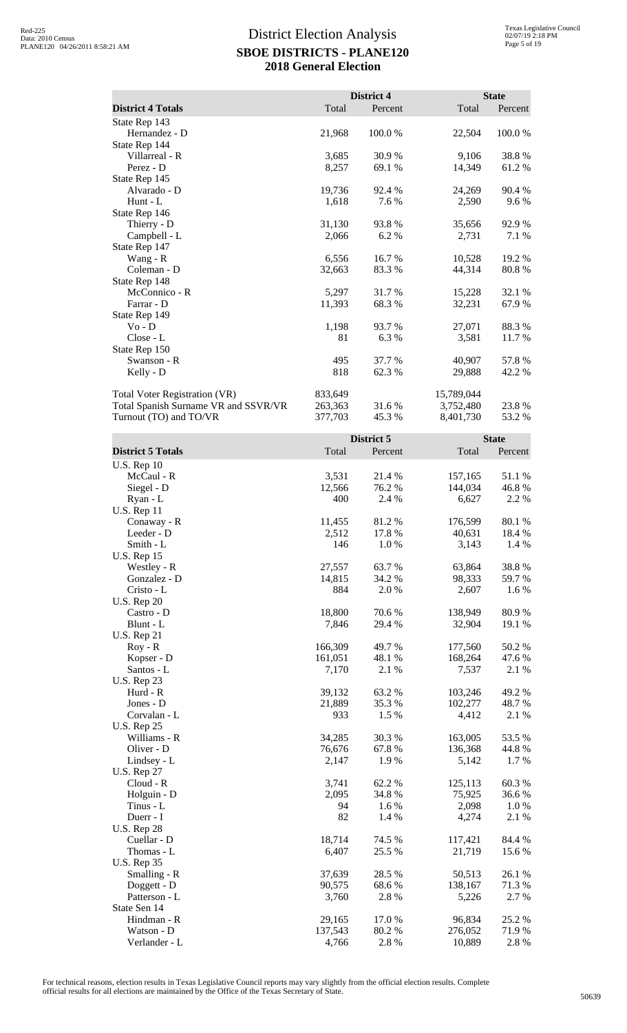# District Election Analysis

## SBOE DISTRICTS - PLANE120

## 2018 General Election

| District 4 Totals | District 4 Total | District 4 Percent | State Total | State Percent |
|---|---|---|---|---|
| State Rep 143 | | | | |
| Hernandez - D | 21,968 | 100.0 % | 22,504 | 100.0 % |
| State Rep 144 | | | | |
| Villarreal - R | 3,685 | 30.9 % | 9,106 | 38.8 % |
| Perez - D | 8,257 | 69.1 % | 14,349 | 61.2 % |
| State Rep 145 | | | | |
| Alvarado - D | 19,736 | 92.4 % | 24,269 | 90.4 % |
| Hunt - L | 1,618 | 7.6 % | 2,590 | 9.6 % |
| State Rep 146 | | | | |
| Thierry - D | 31,130 | 93.8 % | 35,656 | 92.9 % |
| Campbell - L | 2,066 | 6.2 % | 2,731 | 7.1 % |
| State Rep 147 | | | | |
| Wang - R | 6,556 | 16.7 % | 10,528 | 19.2 % |
| Coleman - D | 32,663 | 83.3 % | 44,314 | 80.8 % |
| State Rep 148 | | | | |
| McConnico - R | 5,297 | 31.7 % | 15,228 | 32.1 % |
| Farrar - D | 11,393 | 68.3 % | 32,231 | 67.9 % |
| State Rep 149 | | | | |
| Vo - D | 1,198 | 93.7 % | 27,071 | 88.3 % |
| Close - L | 81 | 6.3 % | 3,581 | 11.7 % |
| State Rep 150 | | | | |
| Swanson - R | 495 | 37.7 % | 40,907 | 57.8 % |
| Kelly - D | 818 | 62.3 % | 29,888 | 42.2 % |
| | | | | |
| Total Voter Registration (VR) | 833,649 | | 15,789,044 | |
| Total Spanish Surname VR and SSVR/VR | 263,363 | 31.6 % | 3,752,480 | 23.8 % |
| Turnout (TO) and TO/VR | 377,703 | 45.3 % | 8,401,730 | 53.2 % |

| District 5 Totals | District 5 Total | District 5 Percent | State Total | State Percent |
|---|---|---|---|---|
| U.S. Rep 10 | | | | |
| McCaul - R | 3,531 | 21.4 % | 157,165 | 51.1 % |
| Siegel - D | 12,566 | 76.2 % | 144,034 | 46.8 % |
| Ryan - L | 400 | 2.4 % | 6,627 | 2.2 % |
| U.S. Rep 11 | | | | |
| Conaway - R | 11,455 | 81.2 % | 176,599 | 80.1 % |
| Leeder - D | 2,512 | 17.8 % | 40,631 | 18.4 % |
| Smith - L | 146 | 1.0 % | 3,143 | 1.4 % |
| U.S. Rep 15 | | | | |
| Westley - R | 27,557 | 63.7 % | 63,864 | 38.8 % |
| Gonzalez - D | 14,815 | 34.2 % | 98,333 | 59.7 % |
| Cristo - L | 884 | 2.0 % | 2,607 | 1.6 % |
| U.S. Rep 20 | | | | |
| Castro - D | 18,800 | 70.6 % | 138,949 | 80.9 % |
| Blunt - L | 7,846 | 29.4 % | 32,904 | 19.1 % |
| U.S. Rep 21 | | | | |
| Roy - R | 166,309 | 49.7 % | 177,560 | 50.2 % |
| Kopser - D | 161,051 | 48.1 % | 168,264 | 47.6 % |
| Santos - L | 7,170 | 2.1 % | 7,537 | 2.1 % |
| U.S. Rep 23 | | | | |
| Hurd - R | 39,132 | 63.2 % | 103,246 | 49.2 % |
| Jones - D | 21,889 | 35.3 % | 102,277 | 48.7 % |
| Corvalan - L | 933 | 1.5 % | 4,412 | 2.1 % |
| U.S. Rep 25 | | | | |
| Williams - R | 34,285 | 30.3 % | 163,005 | 53.5 % |
| Oliver - D | 76,676 | 67.8 % | 136,368 | 44.8 % |
| Lindsey - L | 2,147 | 1.9 % | 5,142 | 1.7 % |
| U.S. Rep 27 | | | | |
| Cloud - R | 3,741 | 62.2 % | 125,113 | 60.3 % |
| Holguin - D | 2,095 | 34.8 % | 75,925 | 36.6 % |
| Tinus - L | 94 | 1.6 % | 2,098 | 1.0 % |
| Duerr - I | 82 | 1.4 % | 4,274 | 2.1 % |
| U.S. Rep 28 | | | | |
| Cuellar - D | 18,714 | 74.5 % | 117,421 | 84.4 % |
| Thomas - L | 6,407 | 25.5 % | 21,719 | 15.6 % |
| U.S. Rep 35 | | | | |
| Smalling - R | 37,639 | 28.5 % | 50,513 | 26.1 % |
| Doggett - D | 90,575 | 68.6 % | 138,167 | 71.3 % |
| Patterson - L | 3,760 | 2.8 % | 5,226 | 2.7 % |
| State Sen 14 | | | | |
| Hindman - R | 29,165 | 17.0 % | 96,834 | 25.2 % |
| Watson - D | 137,543 | 80.2 % | 276,052 | 71.9 % |
| Verlander - L | 4,766 | 2.8 % | 10,889 | 2.8 % |

For technical reasons, election results in Texas Legislative Council reports may vary slightly from the official election results. Complete official results for all elections are maintained by the Office of the Texas Secretary of State.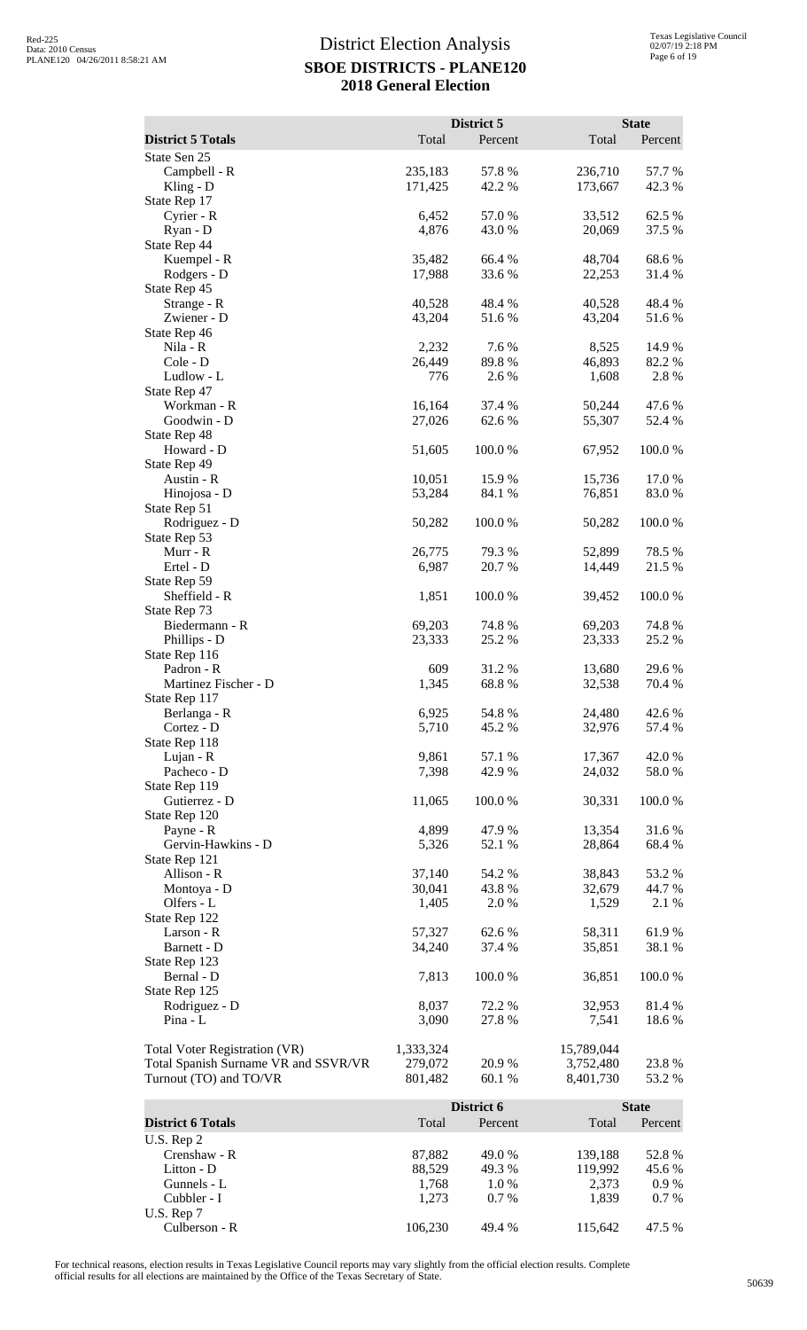# District Election Analysis
## SBOE DISTRICTS - PLANE120
## 2018 General Election

| District 5 Totals | District 5 Total | District 5 Percent | State Total | State Percent |
|---|---|---|---|---|
| State Sen 25 | | | | |
| Campbell - R | 235,183 | 57.8 % | 236,710 | 57.7 % |
| Kling - D | 171,425 | 42.2 % | 173,667 | 42.3 % |
| State Rep 17 | | | | |
| Cyrier - R | 6,452 | 57.0 % | 33,512 | 62.5 % |
| Ryan - D | 4,876 | 43.0 % | 20,069 | 37.5 % |
| State Rep 44 | | | | |
| Kuempel - R | 35,482 | 66.4 % | 48,704 | 68.6 % |
| Rodgers - D | 17,988 | 33.6 % | 22,253 | 31.4 % |
| State Rep 45 | | | | |
| Strange - R | 40,528 | 48.4 % | 40,528 | 48.4 % |
| Zwiener - D | 43,204 | 51.6 % | 43,204 | 51.6 % |
| State Rep 46 | | | | |
| Nila - R | 2,232 | 7.6 % | 8,525 | 14.9 % |
| Cole - D | 26,449 | 89.8 % | 46,893 | 82.2 % |
| Ludlow - L | 776 | 2.6 % | 1,608 | 2.8 % |
| State Rep 47 | | | | |
| Workman - R | 16,164 | 37.4 % | 50,244 | 47.6 % |
| Goodwin - D | 27,026 | 62.6 % | 55,307 | 52.4 % |
| State Rep 48 | | | | |
| Howard - D | 51,605 | 100.0 % | 67,952 | 100.0 % |
| State Rep 49 | | | | |
| Austin - R | 10,051 | 15.9 % | 15,736 | 17.0 % |
| Hinojosa - D | 53,284 | 84.1 % | 76,851 | 83.0 % |
| State Rep 51 | | | | |
| Rodriguez - D | 50,282 | 100.0 % | 50,282 | 100.0 % |
| State Rep 53 | | | | |
| Murr - R | 26,775 | 79.3 % | 52,899 | 78.5 % |
| Ertel - D | 6,987 | 20.7 % | 14,449 | 21.5 % |
| State Rep 59 | | | | |
| Sheffield - R | 1,851 | 100.0 % | 39,452 | 100.0 % |
| State Rep 73 | | | | |
| Biedermann - R | 69,203 | 74.8 % | 69,203 | 74.8 % |
| Phillips - D | 23,333 | 25.2 % | 23,333 | 25.2 % |
| State Rep 116 | | | | |
| Padron - R | 609 | 31.2 % | 13,680 | 29.6 % |
| Martinez Fischer - D | 1,345 | 68.8 % | 32,538 | 70.4 % |
| State Rep 117 | | | | |
| Berlanga - R | 6,925 | 54.8 % | 24,480 | 42.6 % |
| Cortez - D | 5,710 | 45.2 % | 32,976 | 57.4 % |
| State Rep 118 | | | | |
| Lujan - R | 9,861 | 57.1 % | 17,367 | 42.0 % |
| Pacheco - D | 7,398 | 42.9 % | 24,032 | 58.0 % |
| State Rep 119 | | | | |
| Gutierrez - D | 11,065 | 100.0 % | 30,331 | 100.0 % |
| State Rep 120 | | | | |
| Payne - R | 4,899 | 47.9 % | 13,354 | 31.6 % |
| Gervin-Hawkins - D | 5,326 | 52.1 % | 28,864 | 68.4 % |
| State Rep 121 | | | | |
| Allison - R | 37,140 | 54.2 % | 38,843 | 53.2 % |
| Montoya - D | 30,041 | 43.8 % | 32,679 | 44.7 % |
| Olfers - L | 1,405 | 2.0 % | 1,529 | 2.1 % |
| State Rep 122 | | | | |
| Larson - R | 57,327 | 62.6 % | 58,311 | 61.9 % |
| Barnett - D | 34,240 | 37.4 % | 35,851 | 38.1 % |
| State Rep 123 | | | | |
| Bernal - D | 7,813 | 100.0 % | 36,851 | 100.0 % |
| State Rep 125 | | | | |
| Rodriguez - D | 8,037 | 72.2 % | 32,953 | 81.4 % |
| Pina - L | 3,090 | 27.8 % | 7,541 | 18.6 % |
| | | | | |
| Total Voter Registration (VR) | 1,333,324 | | 15,789,044 | |
| Total Spanish Surname VR and SSVR/VR | 279,072 | 20.9 % | 3,752,480 | 23.8 % |
| Turnout (TO) and TO/VR | 801,482 | 60.1 % | 8,401,730 | 53.2 % |

| District 6 Totals | District 6 Total | District 6 Percent | State Total | State Percent |
|---|---|---|---|---|
| U.S. Rep 2 | | | | |
| Crenshaw - R | 87,882 | 49.0 % | 139,188 | 52.8 % |
| Litton - D | 88,529 | 49.3 % | 119,992 | 45.6 % |
| Gunnels - L | 1,768 | 1.0 % | 2,373 | 0.9 % |
| Cubbler - I | 1,273 | 0.7 % | 1,839 | 0.7 % |
| U.S. Rep 7 | | | | |
| Culberson - R | 106,230 | 49.4 % | 115,642 | 47.5 % |

For technical reasons, election results in Texas Legislative Council reports may vary slightly from the official election results. Complete official results for all elections are maintained by the Office of the Texas Secretary of State.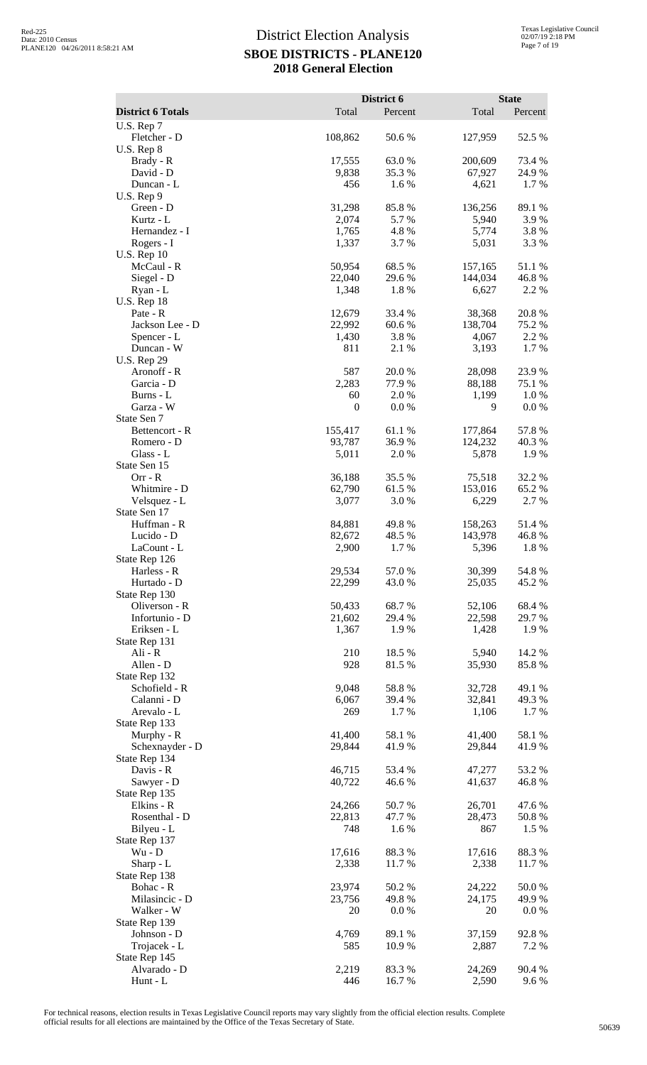# District Election Analysis

## SBOE DISTRICTS - PLANE120

## 2018 General Election

| District 6 Totals | District 6 Total | District 6 Percent | State Total | State Percent |
|---|---|---|---|---|
| U.S. Rep 7 | | | | |
| Fletcher - D | 108,862 | 50.6 % | 127,959 | 52.5 % |
| U.S. Rep 8 | | | | |
| Brady - R | 17,555 | 63.0 % | 200,609 | 73.4 % |
| David - D | 9,838 | 35.3 % | 67,927 | 24.9 % |
| Duncan - L | 456 | 1.6 % | 4,621 | 1.7 % |
| U.S. Rep 9 | | | | |
| Green - D | 31,298 | 85.8 % | 136,256 | 89.1 % |
| Kurtz - L | 2,074 | 5.7 % | 5,940 | 3.9 % |
| Hernandez - I | 1,765 | 4.8 % | 5,774 | 3.8 % |
| Rogers - I | 1,337 | 3.7 % | 5,031 | 3.3 % |
| U.S. Rep 10 | | | | |
| McCaul - R | 50,954 | 68.5 % | 157,165 | 51.1 % |
| Siegel - D | 22,040 | 29.6 % | 144,034 | 46.8 % |
| Ryan - L | 1,348 | 1.8 % | 6,627 | 2.2 % |
| U.S. Rep 18 | | | | |
| Pate - R | 12,679 | 33.4 % | 38,368 | 20.8 % |
| Jackson Lee - D | 22,992 | 60.6 % | 138,704 | 75.2 % |
| Spencer - L | 1,430 | 3.8 % | 4,067 | 2.2 % |
| Duncan - W | 811 | 2.1 % | 3,193 | 1.7 % |
| U.S. Rep 29 | | | | |
| Aronoff - R | 587 | 20.0 % | 28,098 | 23.9 % |
| Garcia - D | 2,283 | 77.9 % | 88,188 | 75.1 % |
| Burns - L | 60 | 2.0 % | 1,199 | 1.0 % |
| Garza - W | 0 | 0.0 % | 9 | 0.0 % |
| State Sen 7 | | | | |
| Bettencort - R | 155,417 | 61.1 % | 177,864 | 57.8 % |
| Romero - D | 93,787 | 36.9 % | 124,232 | 40.3 % |
| Glass - L | 5,011 | 2.0 % | 5,878 | 1.9 % |
| State Sen 15 | | | | |
| Orr - R | 36,188 | 35.5 % | 75,518 | 32.2 % |
| Whitmire - D | 62,790 | 61.5 % | 153,016 | 65.2 % |
| Velsquez - L | 3,077 | 3.0 % | 6,229 | 2.7 % |
| State Sen 17 | | | | |
| Huffman - R | 84,881 | 49.8 % | 158,263 | 51.4 % |
| Lucido - D | 82,672 | 48.5 % | 143,978 | 46.8 % |
| LaCount - L | 2,900 | 1.7 % | 5,396 | 1.8 % |
| State Rep 126 | | | | |
| Harless - R | 29,534 | 57.0 % | 30,399 | 54.8 % |
| Hurtado - D | 22,299 | 43.0 % | 25,035 | 45.2 % |
| State Rep 130 | | | | |
| Oliverson - R | 50,433 | 68.7 % | 52,106 | 68.4 % |
| Infortunio - D | 21,602 | 29.4 % | 22,598 | 29.7 % |
| Eriksen - L | 1,367 | 1.9 % | 1,428 | 1.9 % |
| State Rep 131 | | | | |
| Ali - R | 210 | 18.5 % | 5,940 | 14.2 % |
| Allen - D | 928 | 81.5 % | 35,930 | 85.8 % |
| State Rep 132 | | | | |
| Schofield - R | 9,048 | 58.8 % | 32,728 | 49.1 % |
| Calanni - D | 6,067 | 39.4 % | 32,841 | 49.3 % |
| Arevalo - L | 269 | 1.7 % | 1,106 | 1.7 % |
| State Rep 133 | | | | |
| Murphy - R | 41,400 | 58.1 % | 41,400 | 58.1 % |
| Schexnayder - D | 29,844 | 41.9 % | 29,844 | 41.9 % |
| State Rep 134 | | | | |
| Davis - R | 46,715 | 53.4 % | 47,277 | 53.2 % |
| Sawyer - D | 40,722 | 46.6 % | 41,637 | 46.8 % |
| State Rep 135 | | | | |
| Elkins - R | 24,266 | 50.7 % | 26,701 | 47.6 % |
| Rosenthal - D | 22,813 | 47.7 % | 28,473 | 50.8 % |
| Bilyeu - L | 748 | 1.6 % | 867 | 1.5 % |
| State Rep 137 | | | | |
| Wu - D | 17,616 | 88.3 % | 17,616 | 88.3 % |
| Sharp - L | 2,338 | 11.7 % | 2,338 | 11.7 % |
| State Rep 138 | | | | |
| Bohac - R | 23,974 | 50.2 % | 24,222 | 50.0 % |
| Milasincic - D | 23,756 | 49.8 % | 24,175 | 49.9 % |
| Walker - W | 20 | 0.0 % | 20 | 0.0 % |
| State Rep 139 | | | | |
| Johnson - D | 4,769 | 89.1 % | 37,159 | 92.8 % |
| Trojacek - L | 585 | 10.9 % | 2,887 | 7.2 % |
| State Rep 145 | | | | |
| Alvarado - D | 2,219 | 83.3 % | 24,269 | 90.4 % |
| Hunt - L | 446 | 16.7 % | 2,590 | 9.6 % |

For technical reasons, election results in Texas Legislative Council reports may vary slightly from the official election results. Complete official results for all elections are maintained by the Office of the Texas Secretary of State.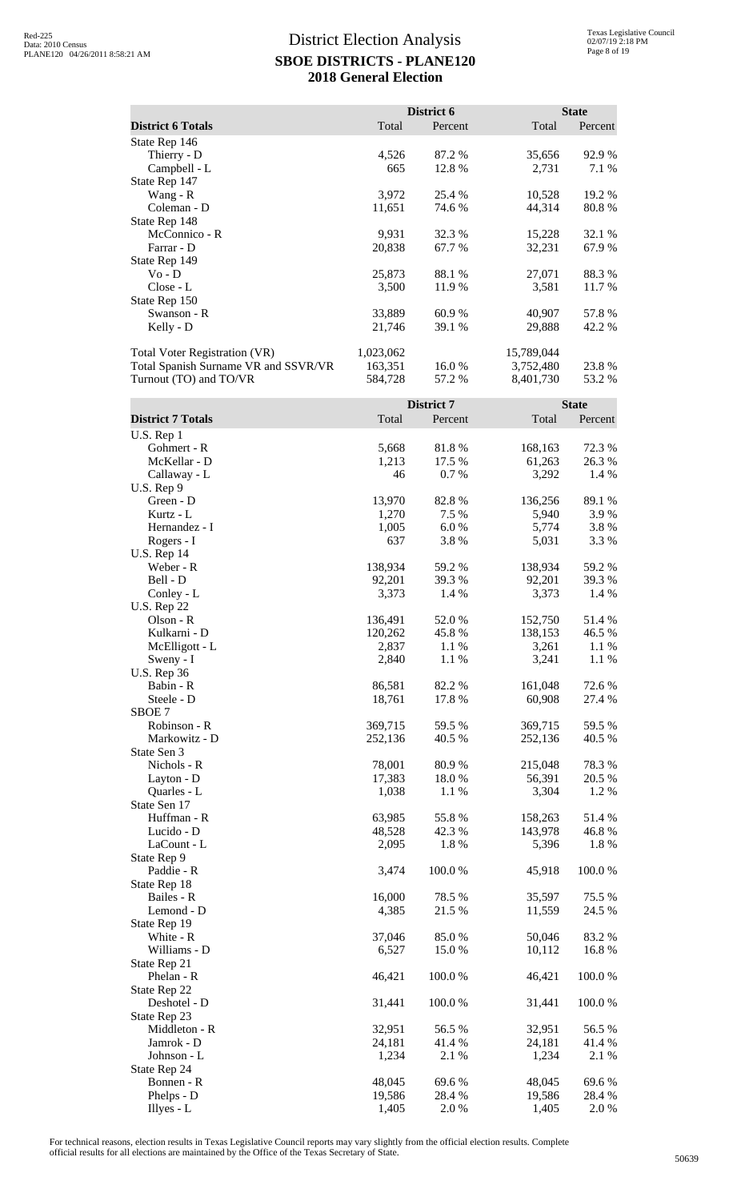# District Election Analysis
## SBOE DISTRICTS - PLANE120
## 2018 General Election

| District 6 Totals | District 6 Total | District 6 Percent | State Total | State Percent |
|---|---|---|---|---|
| State Rep 146 | | | | |
| Thierry - D | 4,526 | 87.2 % | 35,656 | 92.9 % |
| Campbell - L | 665 | 12.8 % | 2,731 | 7.1 % |
| State Rep 147 | | | | |
| Wang - R | 3,972 | 25.4 % | 10,528 | 19.2 % |
| Coleman - D | 11,651 | 74.6 % | 44,314 | 80.8 % |
| State Rep 148 | | | | |
| McConnico - R | 9,931 | 32.3 % | 15,228 | 32.1 % |
| Farrar - D | 20,838 | 67.7 % | 32,231 | 67.9 % |
| State Rep 149 | | | | |
| Vo - D | 25,873 | 88.1 % | 27,071 | 88.3 % |
| Close - L | 3,500 | 11.9 % | 3,581 | 11.7 % |
| State Rep 150 | | | | |
| Swanson - R | 33,889 | 60.9 % | 40,907 | 57.8 % |
| Kelly - D | 21,746 | 39.1 % | 29,888 | 42.2 % |
| Total Voter Registration (VR) | 1,023,062 | | 15,789,044 | |
| Total Spanish Surname VR and SSVR/VR | 163,351 | 16.0 % | 3,752,480 | 23.8 % |
| Turnout (TO) and TO/VR | 584,728 | 57.2 % | 8,401,730 | 53.2 % |

| District 7 Totals | District 7 Total | District 7 Percent | State Total | State Percent |
|---|---|---|---|---|
| U.S. Rep 1 | | | | |
| Gohmert - R | 5,668 | 81.8 % | 168,163 | 72.3 % |
| McKellar - D | 1,213 | 17.5 % | 61,263 | 26.3 % |
| Callaway - L | 46 | 0.7 % | 3,292 | 1.4 % |
| U.S. Rep 9 | | | | |
| Green - D | 13,970 | 82.8 % | 136,256 | 89.1 % |
| Kurtz - L | 1,270 | 7.5 % | 5,940 | 3.9 % |
| Hernandez - I | 1,005 | 6.0 % | 5,774 | 3.8 % |
| Rogers - I | 637 | 3.8 % | 5,031 | 3.3 % |
| U.S. Rep 14 | | | | |
| Weber - R | 138,934 | 59.2 % | 138,934 | 59.2 % |
| Bell - D | 92,201 | 39.3 % | 92,201 | 39.3 % |
| Conley - L | 3,373 | 1.4 % | 3,373 | 1.4 % |
| U.S. Rep 22 | | | | |
| Olson - R | 136,491 | 52.0 % | 152,750 | 51.4 % |
| Kulkarni - D | 120,262 | 45.8 % | 138,153 | 46.5 % |
| McElligott - L | 2,837 | 1.1 % | 3,261 | 1.1 % |
| Sweny - I | 2,840 | 1.1 % | 3,241 | 1.1 % |
| U.S. Rep 36 | | | | |
| Babin - R | 86,581 | 82.2 % | 161,048 | 72.6 % |
| Steele - D | 18,761 | 17.8 % | 60,908 | 27.4 % |
| SBOE 7 | | | | |
| Robinson - R | 369,715 | 59.5 % | 369,715 | 59.5 % |
| Markowitz - D | 252,136 | 40.5 % | 252,136 | 40.5 % |
| State Sen 3 | | | | |
| Nichols - R | 78,001 | 80.9 % | 215,048 | 78.3 % |
| Layton - D | 17,383 | 18.0 % | 56,391 | 20.5 % |
| Quarles - L | 1,038 | 1.1 % | 3,304 | 1.2 % |
| State Sen 17 | | | | |
| Huffman - R | 63,985 | 55.8 % | 158,263 | 51.4 % |
| Lucido - D | 48,528 | 42.3 % | 143,978 | 46.8 % |
| LaCount - L | 2,095 | 1.8 % | 5,396 | 1.8 % |
| State Rep 9 | | | | |
| Paddie - R | 3,474 | 100.0 % | 45,918 | 100.0 % |
| State Rep 18 | | | | |
| Bailes - R | 16,000 | 78.5 % | 35,597 | 75.5 % |
| Lemond - D | 4,385 | 21.5 % | 11,559 | 24.5 % |
| State Rep 19 | | | | |
| White - R | 37,046 | 85.0 % | 50,046 | 83.2 % |
| Williams - D | 6,527 | 15.0 % | 10,112 | 16.8 % |
| State Rep 21 | | | | |
| Phelan - R | 46,421 | 100.0 % | 46,421 | 100.0 % |
| State Rep 22 | | | | |
| Deshotel - D | 31,441 | 100.0 % | 31,441 | 100.0 % |
| State Rep 23 | | | | |
| Middleton - R | 32,951 | 56.5 % | 32,951 | 56.5 % |
| Jamrok - D | 24,181 | 41.4 % | 24,181 | 41.4 % |
| Johnson - L | 1,234 | 2.1 % | 1,234 | 2.1 % |
| State Rep 24 | | | | |
| Bonnen - R | 48,045 | 69.6 % | 48,045 | 69.6 % |
| Phelps - D | 19,586 | 28.4 % | 19,586 | 28.4 % |
| Illyes - L | 1,405 | 2.0 % | 1,405 | 2.0 % |

For technical reasons, election results in Texas Legislative Council reports may vary slightly from the official election results. Complete official results for all elections are maintained by the Office of the Texas Secretary of State.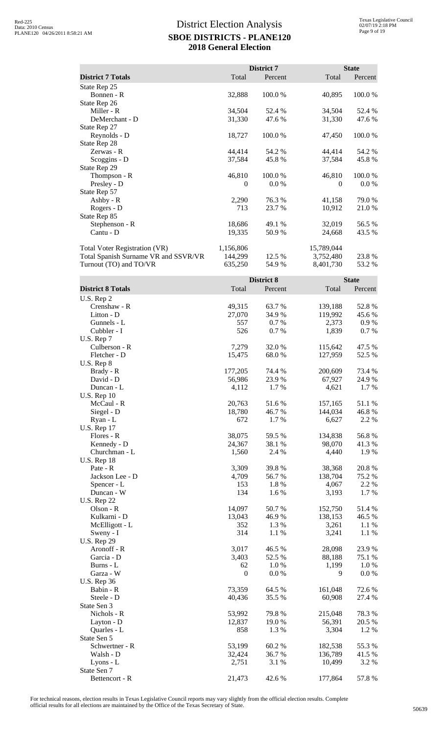# District Election Analysis
## SBOE DISTRICTS - PLANE120
## 2018 General Election

| District 7 Totals | District 7 Total | District 7 Percent | State Total | State Percent |
|---|---|---|---|---|
| State Rep 25 | | | | |
| Bonnen - R | 32,888 | 100.0 % | 40,895 | 100.0 % |
| State Rep 26 | | | | |
| Miller - R | 34,504 | 52.4 % | 34,504 | 52.4 % |
| DeMerchant - D | 31,330 | 47.6 % | 31,330 | 47.6 % |
| State Rep 27 | | | | |
| Reynolds - D | 18,727 | 100.0 % | 47,450 | 100.0 % |
| State Rep 28 | | | | |
| Zerwas - R | 44,414 | 54.2 % | 44,414 | 54.2 % |
| Scoggins - D | 37,584 | 45.8 % | 37,584 | 45.8 % |
| State Rep 29 | | | | |
| Thompson - R | 46,810 | 100.0 % | 46,810 | 100.0 % |
| Presley - D | 0 | 0.0 % | 0 | 0.0 % |
| State Rep 57 | | | | |
| Ashby - R | 2,290 | 76.3 % | 41,158 | 79.0 % |
| Rogers - D | 713 | 23.7 % | 10,912 | 21.0 % |
| State Rep 85 | | | | |
| Stephenson - R | 18,686 | 49.1 % | 32,019 | 56.5 % |
| Cantu - D | 19,335 | 50.9 % | 24,668 | 43.5 % |
| | | | | |
| Total Voter Registration (VR) | 1,156,806 | | 15,789,044 | |
| Total Spanish Surname VR and SSVR/VR | 144,299 | 12.5 % | 3,752,480 | 23.8 % |
| Turnout (TO) and TO/VR | 635,250 | 54.9 % | 8,401,730 | 53.2 % |

| District 8 Totals | District 8 Total | District 8 Percent | State Total | State Percent |
|---|---|---|---|---|
| U.S. Rep 2 | | | | |
| Crenshaw - R | 49,315 | 63.7 % | 139,188 | 52.8 % |
| Litton - D | 27,070 | 34.9 % | 119,992 | 45.6 % |
| Gunnels - L | 557 | 0.7 % | 2,373 | 0.9 % |
| Cubbler - I | 526 | 0.7 % | 1,839 | 0.7 % |
| U.S. Rep 7 | | | | |
| Culberson - R | 7,279 | 32.0 % | 115,642 | 47.5 % |
| Fletcher - D | 15,475 | 68.0 % | 127,959 | 52.5 % |
| U.S. Rep 8 | | | | |
| Brady - R | 177,205 | 74.4 % | 200,609 | 73.4 % |
| David - D | 56,986 | 23.9 % | 67,927 | 24.9 % |
| Duncan - L | 4,112 | 1.7 % | 4,621 | 1.7 % |
| U.S. Rep 10 | | | | |
| McCaul - R | 20,763 | 51.6 % | 157,165 | 51.1 % |
| Siegel - D | 18,780 | 46.7 % | 144,034 | 46.8 % |
| Ryan - L | 672 | 1.7 % | 6,627 | 2.2 % |
| U.S. Rep 17 | | | | |
| Flores - R | 38,075 | 59.5 % | 134,838 | 56.8 % |
| Kennedy - D | 24,367 | 38.1 % | 98,070 | 41.3 % |
| Churchman - L | 1,560 | 2.4 % | 4,440 | 1.9 % |
| U.S. Rep 18 | | | | |
| Pate - R | 3,309 | 39.8 % | 38,368 | 20.8 % |
| Jackson Lee - D | 4,709 | 56.7 % | 138,704 | 75.2 % |
| Spencer - L | 153 | 1.8 % | 4,067 | 2.2 % |
| Duncan - W | 134 | 1.6 % | 3,193 | 1.7 % |
| U.S. Rep 22 | | | | |
| Olson - R | 14,097 | 50.7 % | 152,750 | 51.4 % |
| Kulkarni - D | 13,043 | 46.9 % | 138,153 | 46.5 % |
| McElligott - L | 352 | 1.3 % | 3,261 | 1.1 % |
| Sweny - I | 314 | 1.1 % | 3,241 | 1.1 % |
| U.S. Rep 29 | | | | |
| Aronoff - R | 3,017 | 46.5 % | 28,098 | 23.9 % |
| Garcia - D | 3,403 | 52.5 % | 88,188 | 75.1 % |
| Burns - L | 62 | 1.0 % | 1,199 | 1.0 % |
| Garza - W | 0 | 0.0 % | 9 | 0.0 % |
| U.S. Rep 36 | | | | |
| Babin - R | 73,359 | 64.5 % | 161,048 | 72.6 % |
| Steele - D | 40,436 | 35.5 % | 60,908 | 27.4 % |
| State Sen 3 | | | | |
| Nichols - R | 53,992 | 79.8 % | 215,048 | 78.3 % |
| Layton - D | 12,837 | 19.0 % | 56,391 | 20.5 % |
| Quarles - L | 858 | 1.3 % | 3,304 | 1.2 % |
| State Sen 5 | | | | |
| Schwertner - R | 53,199 | 60.2 % | 182,538 | 55.3 % |
| Walsh - D | 32,424 | 36.7 % | 136,789 | 41.5 % |
| Lyons - L | 2,751 | 3.1 % | 10,499 | 3.2 % |
| State Sen 7 | | | | |
| Bettencort - R | 21,473 | 42.6 % | 177,864 | 57.8 % |

For technical reasons, election results in Texas Legislative Council reports may vary slightly from the official election results. Complete official results for all elections are maintained by the Office of the Texas Secretary of State.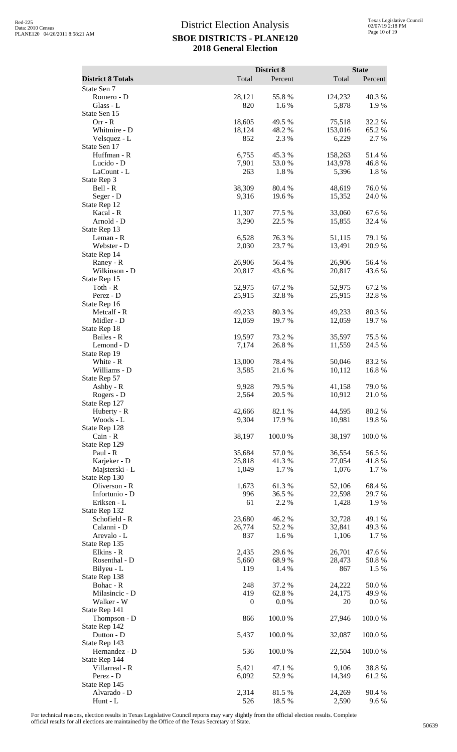# District Election Analysis
## SBOE DISTRICTS - PLANE120
## 2018 General Election

Red-225
Data: 2010 Census
PLANE120 04/26/2011 8:58:21 AM

Texas Legislative Council
02/07/19 2:18 PM

| District 8 Totals | District 8 Total | District 8 Percent | State Total | State Percent |
|---|---|---|---|---|
| State Sen 7 | | | | |
| Romero - D | 28,121 | 55.8 % | 124,232 | 40.3 % |
| Glass - L | 820 | 1.6 % | 5,878 | 1.9 % |
| State Sen 15 | | | | |
| Orr - R | 18,605 | 49.5 % | 75,518 | 32.2 % |
| Whitmire - D | 18,124 | 48.2 % | 153,016 | 65.2 % |
| Velsquez - L | 852 | 2.3 % | 6,229 | 2.7 % |
| State Sen 17 | | | | |
| Huffman - R | 6,755 | 45.3 % | 158,263 | 51.4 % |
| Lucido - D | 7,901 | 53.0 % | 143,978 | 46.8 % |
| LaCount - L | 263 | 1.8 % | 5,396 | 1.8 % |
| State Rep 3 | | | | |
| Bell - R | 38,309 | 80.4 % | 48,619 | 76.0 % |
| Seger - D | 9,316 | 19.6 % | 15,352 | 24.0 % |
| State Rep 12 | | | | |
| Kacal - R | 11,307 | 77.5 % | 33,060 | 67.6 % |
| Arnold - D | 3,290 | 22.5 % | 15,855 | 32.4 % |
| State Rep 13 | | | | |
| Leman - R | 6,528 | 76.3 % | 51,115 | 79.1 % |
| Webster - D | 2,030 | 23.7 % | 13,491 | 20.9 % |
| State Rep 14 | | | | |
| Raney - R | 26,906 | 56.4 % | 26,906 | 56.4 % |
| Wilkinson - D | 20,817 | 43.6 % | 20,817 | 43.6 % |
| State Rep 15 | | | | |
| Toth - R | 52,975 | 67.2 % | 52,975 | 67.2 % |
| Perez - D | 25,915 | 32.8 % | 25,915 | 32.8 % |
| State Rep 16 | | | | |
| Metcalf - R | 49,233 | 80.3 % | 49,233 | 80.3 % |
| Midler - D | 12,059 | 19.7 % | 12,059 | 19.7 % |
| State Rep 18 | | | | |
| Bailes - R | 19,597 | 73.2 % | 35,597 | 75.5 % |
| Lemond - D | 7,174 | 26.8 % | 11,559 | 24.5 % |
| State Rep 19 | | | | |
| White - R | 13,000 | 78.4 % | 50,046 | 83.2 % |
| Williams - D | 3,585 | 21.6 % | 10,112 | 16.8 % |
| State Rep 57 | | | | |
| Ashby - R | 9,928 | 79.5 % | 41,158 | 79.0 % |
| Rogers - D | 2,564 | 20.5 % | 10,912 | 21.0 % |
| State Rep 127 | | | | |
| Huberty - R | 42,666 | 82.1 % | 44,595 | 80.2 % |
| Woods - L | 9,304 | 17.9 % | 10,981 | 19.8 % |
| State Rep 128 | | | | |
| Cain - R | 38,197 | 100.0 % | 38,197 | 100.0 % |
| State Rep 129 | | | | |
| Paul - R | 35,684 | 57.0 % | 36,554 | 56.5 % |
| Karjeker - D | 25,818 | 41.3 % | 27,054 | 41.8 % |
| Majsterski - L | 1,049 | 1.7 % | 1,076 | 1.7 % |
| State Rep 130 | | | | |
| Oliverson - R | 1,673 | 61.3 % | 52,106 | 68.4 % |
| Infortunio - D | 996 | 36.5 % | 22,598 | 29.7 % |
| Eriksen - L | 61 | 2.2 % | 1,428 | 1.9 % |
| State Rep 132 | | | | |
| Schofield - R | 23,680 | 46.2 % | 32,728 | 49.1 % |
| Calanni - D | 26,774 | 52.2 % | 32,841 | 49.3 % |
| Arevalo - L | 837 | 1.6 % | 1,106 | 1.7 % |
| State Rep 135 | | | | |
| Elkins - R | 2,435 | 29.6 % | 26,701 | 47.6 % |
| Rosenthal - D | 5,660 | 68.9 % | 28,473 | 50.8 % |
| Bilyeu - L | 119 | 1.4 % | 867 | 1.5 % |
| State Rep 138 | | | | |
| Bohac - R | 248 | 37.2 % | 24,222 | 50.0 % |
| Milasincic - D | 419 | 62.8 % | 24,175 | 49.9 % |
| Walker - W | 0 | 0.0 % | 20 | 0.0 % |
| State Rep 141 | | | | |
| Thompson - D | 866 | 100.0 % | 27,946 | 100.0 % |
| State Rep 142 | | | | |
| Dutton - D | 5,437 | 100.0 % | 32,087 | 100.0 % |
| State Rep 143 | | | | |
| Hernandez - D | 536 | 100.0 % | 22,504 | 100.0 % |
| State Rep 144 | | | | |
| Villarreal - R | 5,421 | 47.1 % | 9,106 | 38.8 % |
| Perez - D | 6,092 | 52.9 % | 14,349 | 61.2 % |
| State Rep 145 | | | | |
| Alvarado - D | 2,314 | 81.5 % | 24,269 | 90.4 % |
| Hunt - L | 526 | 18.5 % | 2,590 | 9.6 % |

For technical reasons, election results in Texas Legislative Council reports may vary slightly from the official election results. Complete official results for all elections are maintained by the Office of the Texas Secretary of State.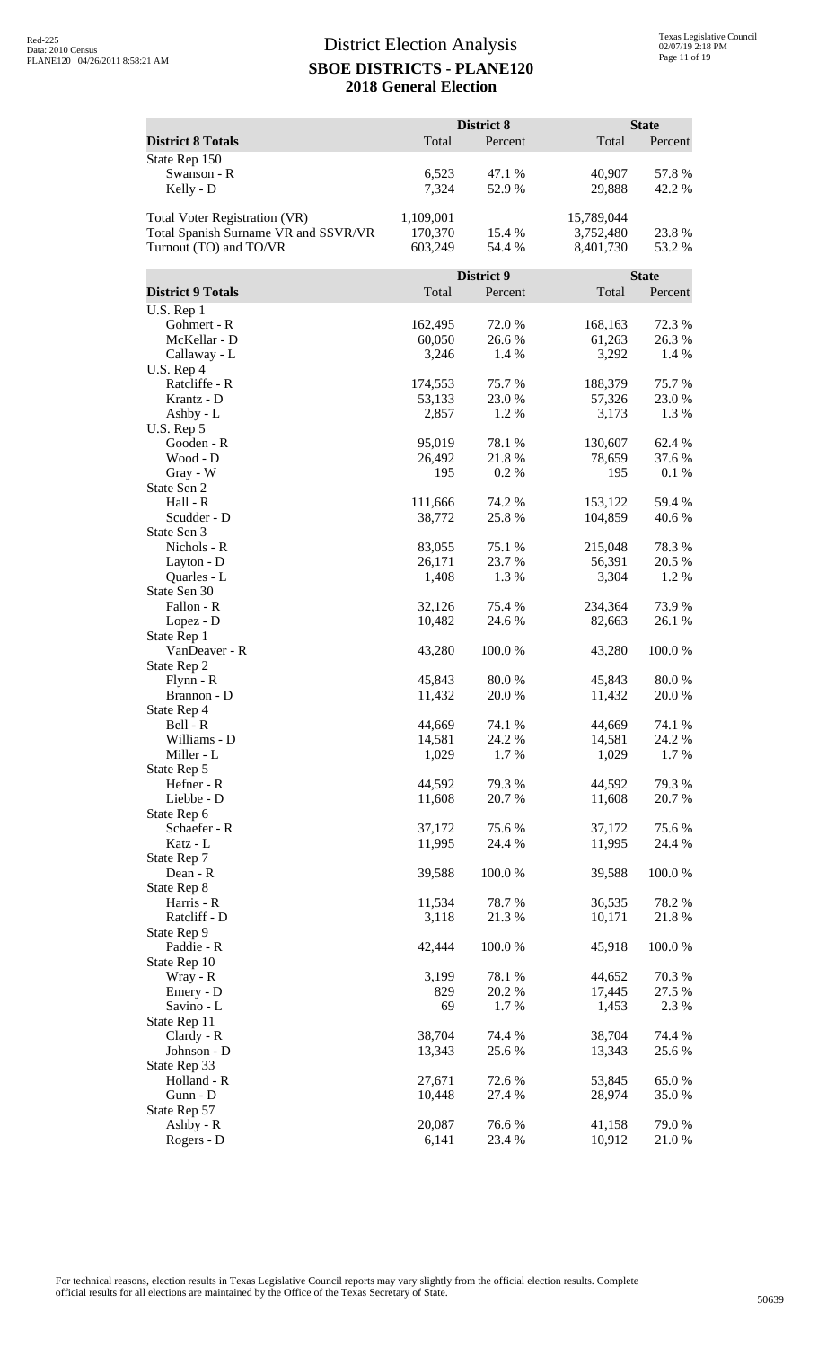# District Election Analysis
## SBOE DISTRICTS - PLANE120
## 2018 General Election

| District 8 Totals | District 8 Total | District 8 Percent | State Total | State Percent |
|---|---|---|---|---|
| State Rep 150 | | | | |
| Swanson - R | 6,523 | 47.1 % | 40,907 | 57.8 % |
| Kelly - D | 7,324 | 52.9 % | 29,888 | 42.2 % |
| | | | | |
| Total Voter Registration (VR) | 1,109,001 | | 15,789,044 | |
| Total Spanish Surname VR and SSVR/VR | 170,370 | 15.4 % | 3,752,480 | 23.8 % |
| Turnout (TO) and TO/VR | 603,249 | 54.4 % | 8,401,730 | 53.2 % |

| District 9 Totals | District 9 Total | District 9 Percent | State Total | State Percent |
|---|---|---|---|---|
| U.S. Rep 1 | | | | |
| Gohmert - R | 162,495 | 72.0 % | 168,163 | 72.3 % |
| McKellar - D | 60,050 | 26.6 % | 61,263 | 26.3 % |
| Callaway - L | 3,246 | 1.4 % | 3,292 | 1.4 % |
| U.S. Rep 4 | | | | |
| Ratcliffe - R | 174,553 | 75.7 % | 188,379 | 75.7 % |
| Krantz - D | 53,133 | 23.0 % | 57,326 | 23.0 % |
| Ashby - L | 2,857 | 1.2 % | 3,173 | 1.3 % |
| U.S. Rep 5 | | | | |
| Gooden - R | 95,019 | 78.1 % | 130,607 | 62.4 % |
| Wood - D | 26,492 | 21.8 % | 78,659 | 37.6 % |
| Gray - W | 195 | 0.2 % | 195 | 0.1 % |
| State Sen 2 | | | | |
| Hall - R | 111,666 | 74.2 % | 153,122 | 59.4 % |
| Scudder - D | 38,772 | 25.8 % | 104,859 | 40.6 % |
| State Sen 3 | | | | |
| Nichols - R | 83,055 | 75.1 % | 215,048 | 78.3 % |
| Layton - D | 26,171 | 23.7 % | 56,391 | 20.5 % |
| Quarles - L | 1,408 | 1.3 % | 3,304 | 1.2 % |
| State Sen 30 | | | | |
| Fallon - R | 32,126 | 75.4 % | 234,364 | 73.9 % |
| Lopez - D | 10,482 | 24.6 % | 82,663 | 26.1 % |
| State Rep 1 | | | | |
| VanDeaver - R | 43,280 | 100.0 % | 43,280 | 100.0 % |
| State Rep 2 | | | | |
| Flynn - R | 45,843 | 80.0 % | 45,843 | 80.0 % |
| Brannon - D | 11,432 | 20.0 % | 11,432 | 20.0 % |
| State Rep 4 | | | | |
| Bell - R | 44,669 | 74.1 % | 44,669 | 74.1 % |
| Williams - D | 14,581 | 24.2 % | 14,581 | 24.2 % |
| Miller - L | 1,029 | 1.7 % | 1,029 | 1.7 % |
| State Rep 5 | | | | |
| Hefner - R | 44,592 | 79.3 % | 44,592 | 79.3 % |
| Liebbe - D | 11,608 | 20.7 % | 11,608 | 20.7 % |
| State Rep 6 | | | | |
| Schaefer - R | 37,172 | 75.6 % | 37,172 | 75.6 % |
| Katz - L | 11,995 | 24.4 % | 11,995 | 24.4 % |
| State Rep 7 | | | | |
| Dean - R | 39,588 | 100.0 % | 39,588 | 100.0 % |
| State Rep 8 | | | | |
| Harris - R | 11,534 | 78.7 % | 36,535 | 78.2 % |
| Ratcliff - D | 3,118 | 21.3 % | 10,171 | 21.8 % |
| State Rep 9 | | | | |
| Paddie - R | 42,444 | 100.0 % | 45,918 | 100.0 % |
| State Rep 10 | | | | |
| Wray - R | 3,199 | 78.1 % | 44,652 | 70.3 % |
| Emery - D | 829 | 20.2 % | 17,445 | 27.5 % |
| Savino - L | 69 | 1.7 % | 1,453 | 2.3 % |
| State Rep 11 | | | | |
| Clardy - R | 38,704 | 74.4 % | 38,704 | 74.4 % |
| Johnson - D | 13,343 | 25.6 % | 13,343 | 25.6 % |
| State Rep 33 | | | | |
| Holland - R | 27,671 | 72.6 % | 53,845 | 65.0 % |
| Gunn - D | 10,448 | 27.4 % | 28,974 | 35.0 % |
| State Rep 57 | | | | |
| Ashby - R | 20,087 | 76.6 % | 41,158 | 79.0 % |
| Rogers - D | 6,141 | 23.4 % | 10,912 | 21.0 % |

For technical reasons, election results in Texas Legislative Council reports may vary slightly from the official election results. Complete official results for all elections are maintained by the Office of the Texas Secretary of State.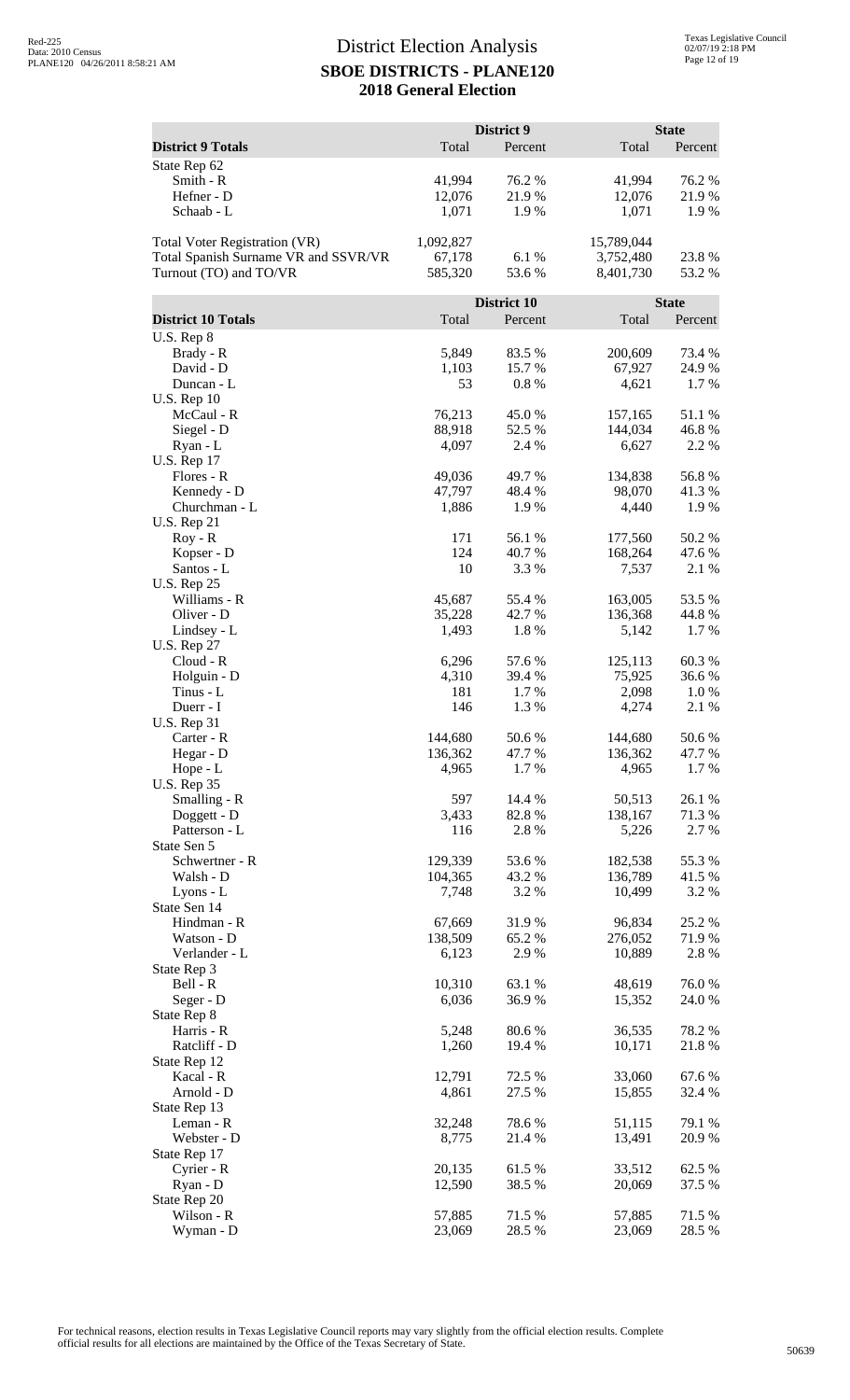# District Election Analysis
## SBOE DISTRICTS - PLANE120
## 2018 General Election

| District 9 Totals | District 9 Total | District 9 Percent | State Total | State Percent |
|---|---|---|---|---|
| State Rep 62 | | | | |
| Smith - R | 41,994 | 76.2 % | 41,994 | 76.2 % |
| Hefner - D | 12,076 | 21.9 % | 12,076 | 21.9 % |
| Schaab - L | 1,071 | 1.9 % | 1,071 | 1.9 % |
| Total Voter Registration (VR) | 1,092,827 | | 15,789,044 | |
| Total Spanish Surname VR and SSVR/VR | 67,178 | 6.1 % | 3,752,480 | 23.8 % |
| Turnout (TO) and TO/VR | 585,320 | 53.6 % | 8,401,730 | 53.2 % |

| District 10 Totals | District 10 Total | District 10 Percent | State Total | State Percent |
|---|---|---|---|---|
| U.S. Rep 8 | | | | |
| Brady - R | 5,849 | 83.5 % | 200,609 | 73.4 % |
| David - D | 1,103 | 15.7 % | 67,927 | 24.9 % |
| Duncan - L | 53 | 0.8 % | 4,621 | 1.7 % |
| U.S. Rep 10 | | | | |
| McCaul - R | 76,213 | 45.0 % | 157,165 | 51.1 % |
| Siegel - D | 88,918 | 52.5 % | 144,034 | 46.8 % |
| Ryan - L | 4,097 | 2.4 % | 6,627 | 2.2 % |
| U.S. Rep 17 | | | | |
| Flores - R | 49,036 | 49.7 % | 134,838 | 56.8 % |
| Kennedy - D | 47,797 | 48.4 % | 98,070 | 41.3 % |
| Churchman - L | 1,886 | 1.9 % | 4,440 | 1.9 % |
| U.S. Rep 21 | | | | |
| Roy - R | 171 | 56.1 % | 177,560 | 50.2 % |
| Kopser - D | 124 | 40.7 % | 168,264 | 47.6 % |
| Santos - L | 10 | 3.3 % | 7,537 | 2.1 % |
| U.S. Rep 25 | | | | |
| Williams - R | 45,687 | 55.4 % | 163,005 | 53.5 % |
| Oliver - D | 35,228 | 42.7 % | 136,368 | 44.8 % |
| Lindsey - L | 1,493 | 1.8 % | 5,142 | 1.7 % |
| U.S. Rep 27 | | | | |
| Cloud - R | 6,296 | 57.6 % | 125,113 | 60.3 % |
| Holguin - D | 4,310 | 39.4 % | 75,925 | 36.6 % |
| Tinus - L | 181 | 1.7 % | 2,098 | 1.0 % |
| Duerr - I | 146 | 1.3 % | 4,274 | 2.1 % |
| U.S. Rep 31 | | | | |
| Carter - R | 144,680 | 50.6 % | 144,680 | 50.6 % |
| Hegar - D | 136,362 | 47.7 % | 136,362 | 47.7 % |
| Hope - L | 4,965 | 1.7 % | 4,965 | 1.7 % |
| U.S. Rep 35 | | | | |
| Smalling - R | 597 | 14.4 % | 50,513 | 26.1 % |
| Doggett - D | 3,433 | 82.8 % | 138,167 | 71.3 % |
| Patterson - L | 116 | 2.8 % | 5,226 | 2.7 % |
| State Sen 5 | | | | |
| Schwertner - R | 129,339 | 53.6 % | 182,538 | 55.3 % |
| Walsh - D | 104,365 | 43.2 % | 136,789 | 41.5 % |
| Lyons - L | 7,748 | 3.2 % | 10,499 | 3.2 % |
| State Sen 14 | | | | |
| Hindman - R | 67,669 | 31.9 % | 96,834 | 25.2 % |
| Watson - D | 138,509 | 65.2 % | 276,052 | 71.9 % |
| Verlander - L | 6,123 | 2.9 % | 10,889 | 2.8 % |
| State Rep 3 | | | | |
| Bell - R | 10,310 | 63.1 % | 48,619 | 76.0 % |
| Seger - D | 6,036 | 36.9 % | 15,352 | 24.0 % |
| State Rep 8 | | | | |
| Harris - R | 5,248 | 80.6 % | 36,535 | 78.2 % |
| Ratcliff - D | 1,260 | 19.4 % | 10,171 | 21.8 % |
| State Rep 12 | | | | |
| Kacal - R | 12,791 | 72.5 % | 33,060 | 67.6 % |
| Arnold - D | 4,861 | 27.5 % | 15,855 | 32.4 % |
| State Rep 13 | | | | |
| Leman - R | 32,248 | 78.6 % | 51,115 | 79.1 % |
| Webster - D | 8,775 | 21.4 % | 13,491 | 20.9 % |
| State Rep 17 | | | | |
| Cyrier - R | 20,135 | 61.5 % | 33,512 | 62.5 % |
| Ryan - D | 12,590 | 38.5 % | 20,069 | 37.5 % |
| State Rep 20 | | | | |
| Wilson - R | 57,885 | 71.5 % | 57,885 | 71.5 % |
| Wyman - D | 23,069 | 28.5 % | 23,069 | 28.5 % |

For technical reasons, election results in Texas Legislative Council reports may vary slightly from the official election results. Complete official results for all elections are maintained by the Office of the Texas Secretary of State.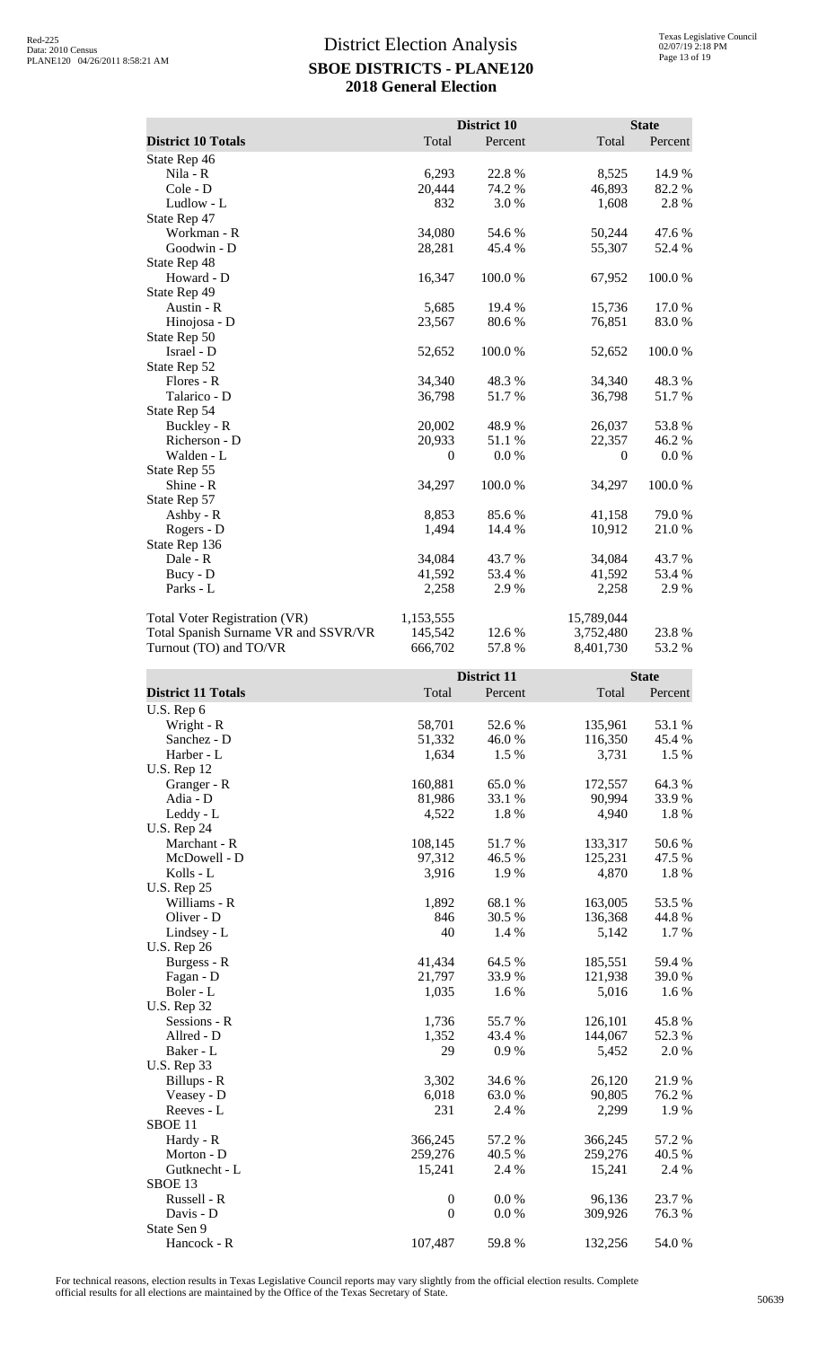# District Election Analysis

## SBOE DISTRICTS - PLANE120

## 2018 General Election

| District 10 Totals | District 10 Total | District 10 Percent | State Total | State Percent |
|---|---|---|---|---|
| State Rep 46 | | | | |
| Nila - R | 6,293 | 22.8 % | 8,525 | 14.9 % |
| Cole - D | 20,444 | 74.2 % | 46,893 | 82.2 % |
| Ludlow - L | 832 | 3.0 % | 1,608 | 2.8 % |
| State Rep 47 | | | | |
| Workman - R | 34,080 | 54.6 % | 50,244 | 47.6 % |
| Goodwin - D | 28,281 | 45.4 % | 55,307 | 52.4 % |
| State Rep 48 | | | | |
| Howard - D | 16,347 | 100.0 % | 67,952 | 100.0 % |
| State Rep 49 | | | | |
| Austin - R | 5,685 | 19.4 % | 15,736 | 17.0 % |
| Hinojosa - D | 23,567 | 80.6 % | 76,851 | 83.0 % |
| State Rep 50 | | | | |
| Israel - D | 52,652 | 100.0 % | 52,652 | 100.0 % |
| State Rep 52 | | | | |
| Flores - R | 34,340 | 48.3 % | 34,340 | 48.3 % |
| Talarico - D | 36,798 | 51.7 % | 36,798 | 51.7 % |
| State Rep 54 | | | | |
| Buckley - R | 20,002 | 48.9 % | 26,037 | 53.8 % |
| Richerson - D | 20,933 | 51.1 % | 22,357 | 46.2 % |
| Walden - L | 0 | 0.0 % | 0 | 0.0 % |
| State Rep 55 | | | | |
| Shine - R | 34,297 | 100.0 % | 34,297 | 100.0 % |
| State Rep 57 | | | | |
| Ashby - R | 8,853 | 85.6 % | 41,158 | 79.0 % |
| Rogers - D | 1,494 | 14.4 % | 10,912 | 21.0 % |
| State Rep 136 | | | | |
| Dale - R | 34,084 | 43.7 % | 34,084 | 43.7 % |
| Bucy - D | 41,592 | 53.4 % | 41,592 | 53.4 % |
| Parks - L | 2,258 | 2.9 % | 2,258 | 2.9 % |
| Total Voter Registration (VR) | 1,153,555 | | 15,789,044 | |
| Total Spanish Surname VR and SSVR/VR | 145,542 | 12.6 % | 3,752,480 | 23.8 % |
| Turnout (TO) and TO/VR | 666,702 | 57.8 % | 8,401,730 | 53.2 % |

| District 11 Totals | District 11 Total | District 11 Percent | State Total | State Percent |
|---|---|---|---|---|
| U.S. Rep 6 | | | | |
| Wright - R | 58,701 | 52.6 % | 135,961 | 53.1 % |
| Sanchez - D | 51,332 | 46.0 % | 116,350 | 45.4 % |
| Harber - L | 1,634 | 1.5 % | 3,731 | 1.5 % |
| U.S. Rep 12 | | | | |
| Granger - R | 160,881 | 65.0 % | 172,557 | 64.3 % |
| Adia - D | 81,986 | 33.1 % | 90,994 | 33.9 % |
| Leddy - L | 4,522 | 1.8 % | 4,940 | 1.8 % |
| U.S. Rep 24 | | | | |
| Marchant - R | 108,145 | 51.7 % | 133,317 | 50.6 % |
| McDowell - D | 97,312 | 46.5 % | 125,231 | 47.5 % |
| Kolls - L | 3,916 | 1.9 % | 4,870 | 1.8 % |
| U.S. Rep 25 | | | | |
| Williams - R | 1,892 | 68.1 % | 163,005 | 53.5 % |
| Oliver - D | 846 | 30.5 % | 136,368 | 44.8 % |
| Lindsey - L | 40 | 1.4 % | 5,142 | 1.7 % |
| U.S. Rep 26 | | | | |
| Burgess - R | 41,434 | 64.5 % | 185,551 | 59.4 % |
| Fagan - D | 21,797 | 33.9 % | 121,938 | 39.0 % |
| Boler - L | 1,035 | 1.6 % | 5,016 | 1.6 % |
| U.S. Rep 32 | | | | |
| Sessions - R | 1,736 | 55.7 % | 126,101 | 45.8 % |
| Allred - D | 1,352 | 43.4 % | 144,067 | 52.3 % |
| Baker - L | 29 | 0.9 % | 5,452 | 2.0 % |
| U.S. Rep 33 | | | | |
| Billups - R | 3,302 | 34.6 % | 26,120 | 21.9 % |
| Veasey - D | 6,018 | 63.0 % | 90,805 | 76.2 % |
| Reeves - L | 231 | 2.4 % | 2,299 | 1.9 % |
| SBOE 11 | | | | |
| Hardy - R | 366,245 | 57.2 % | 366,245 | 57.2 % |
| Morton - D | 259,276 | 40.5 % | 259,276 | 40.5 % |
| Gutknecht - L | 15,241 | 2.4 % | 15,241 | 2.4 % |
| SBOE 13 | | | | |
| Russell - R | 0 | 0.0 % | 96,136 | 23.7 % |
| Davis - D | 0 | 0.0 % | 309,926 | 76.3 % |
| State Sen 9 | | | | |
| Hancock - R | 107,487 | 59.8 % | 132,256 | 54.0 % |

For technical reasons, election results in Texas Legislative Council reports may vary slightly from the official election results. Complete official results for all elections are maintained by the Office of the Texas Secretary of State.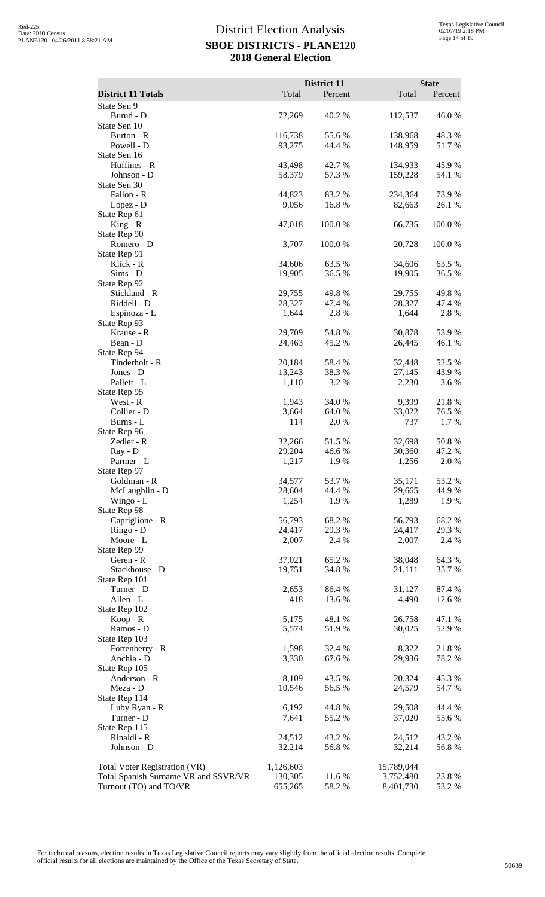# District Election Analysis

## SBOE DISTRICTS - PLANE120

### 2018 General Election

| District 11 Totals | District 11 Total | District 11 Percent | State Total | State Percent |
|---|---|---|---|---|
| State Sen 9 | | | | |
| Burud - D | 72,269 | 40.2 % | 112,537 | 46.0 % |
| State Sen 10 | | | | |
| Burton - R | 116,738 | 55.6 % | 138,968 | 48.3 % |
| Powell - D | 93,275 | 44.4 % | 148,959 | 51.7 % |
| State Sen 16 | | | | |
| Huffines - R | 43,498 | 42.7 % | 134,933 | 45.9 % |
| Johnson - D | 58,379 | 57.3 % | 159,228 | 54.1 % |
| State Sen 30 | | | | |
| Fallon - R | 44,823 | 83.2 % | 234,364 | 73.9 % |
| Lopez - D | 9,056 | 16.8 % | 82,663 | 26.1 % |
| State Rep 61 | | | | |
| King - R | 47,018 | 100.0 % | 66,735 | 100.0 % |
| State Rep 90 | | | | |
| Romero - D | 3,707 | 100.0 % | 20,728 | 100.0 % |
| State Rep 91 | | | | |
| Klick - R | 34,606 | 63.5 % | 34,606 | 63.5 % |
| Sims - D | 19,905 | 36.5 % | 19,905 | 36.5 % |
| State Rep 92 | | | | |
| Stickland - R | 29,755 | 49.8 % | 29,755 | 49.8 % |
| Riddell - D | 28,327 | 47.4 % | 28,327 | 47.4 % |
| Espinoza - L | 1,644 | 2.8 % | 1,644 | 2.8 % |
| State Rep 93 | | | | |
| Krause - R | 29,709 | 54.8 % | 30,878 | 53.9 % |
| Bean - D | 24,463 | 45.2 % | 26,445 | 46.1 % |
| State Rep 94 | | | | |
| Tinderholt - R | 20,184 | 58.4 % | 32,448 | 52.5 % |
| Jones - D | 13,243 | 38.3 % | 27,145 | 43.9 % |
| Pallett - L | 1,110 | 3.2 % | 2,230 | 3.6 % |
| State Rep 95 | | | | |
| West - R | 1,943 | 34.0 % | 9,399 | 21.8 % |
| Collier - D | 3,664 | 64.0 % | 33,022 | 76.5 % |
| Burns - L | 114 | 2.0 % | 737 | 1.7 % |
| State Rep 96 | | | | |
| Zedler - R | 32,266 | 51.5 % | 32,698 | 50.8 % |
| Ray - D | 29,204 | 46.6 % | 30,360 | 47.2 % |
| Parmer - L | 1,217 | 1.9 % | 1,256 | 2.0 % |
| State Rep 97 | | | | |
| Goldman - R | 34,577 | 53.7 % | 35,171 | 53.2 % |
| McLaughlin - D | 28,604 | 44.4 % | 29,665 | 44.9 % |
| Wingo - L | 1,254 | 1.9 % | 1,289 | 1.9 % |
| State Rep 98 | | | | |
| Capriglione - R | 56,793 | 68.2 % | 56,793 | 68.2 % |
| Ringo - D | 24,417 | 29.3 % | 24,417 | 29.3 % |
| Moore - L | 2,007 | 2.4 % | 2,007 | 2.4 % |
| State Rep 99 | | | | |
| Geren - R | 37,021 | 65.2 % | 38,048 | 64.3 % |
| Stackhouse - D | 19,751 | 34.8 % | 21,111 | 35.7 % |
| State Rep 101 | | | | |
| Turner - D | 2,653 | 86.4 % | 31,127 | 87.4 % |
| Allen - L | 418 | 13.6 % | 4,490 | 12.6 % |
| State Rep 102 | | | | |
| Koop - R | 5,175 | 48.1 % | 26,758 | 47.1 % |
| Ramos - D | 5,574 | 51.9 % | 30,025 | 52.9 % |
| State Rep 103 | | | | |
| Fortenberry - R | 1,598 | 32.4 % | 8,322 | 21.8 % |
| Anchia - D | 3,330 | 67.6 % | 29,936 | 78.2 % |
| State Rep 105 | | | | |
| Anderson - R | 8,109 | 43.5 % | 20,324 | 45.3 % |
| Meza - D | 10,546 | 56.5 % | 24,579 | 54.7 % |
| State Rep 114 | | | | |
| Luby Ryan - R | 6,192 | 44.8 % | 29,508 | 44.4 % |
| Turner - D | 7,641 | 55.2 % | 37,020 | 55.6 % |
| State Rep 115 | | | | |
| Rinaldi - R | 24,512 | 43.2 % | 24,512 | 43.2 % |
| Johnson - D | 32,214 | 56.8 % | 32,214 | 56.8 % |
| | | | | |
| Total Voter Registration (VR) | 1,126,603 | | 15,789,044 | |
| Total Spanish Surname VR and SSVR/VR | 130,305 | 11.6 % | 3,752,480 | 23.8 % |
| Turnout (TO) and TO/VR | 655,265 | 58.2 % | 8,401,730 | 53.2 % |

For technical reasons, election results in Texas Legislative Council reports may vary slightly from the official election results. Complete official results for all elections are maintained by the Office of the Texas Secretary of State.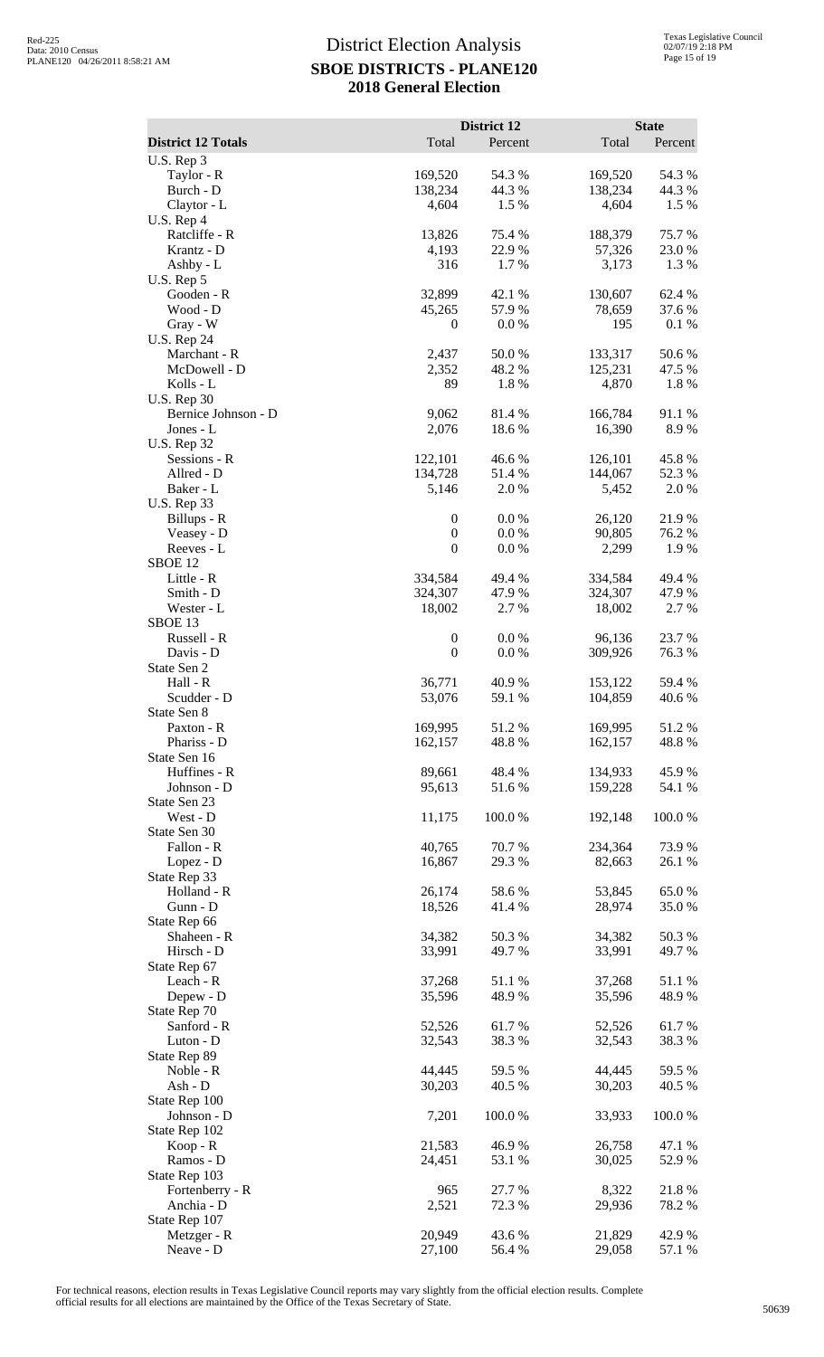# District Election Analysis

## SBOE DISTRICTS - PLANE120

## 2018 General Election

| District 12 Totals | District 12 Total | District 12 Percent | State Total | State Percent |
|---|---|---|---|---|
| U.S. Rep 3 | | | | |
| Taylor - R | 169,520 | 54.3 % | 169,520 | 54.3 % |
| Burch - D | 138,234 | 44.3 % | 138,234 | 44.3 % |
| Claytor - L | 4,604 | 1.5 % | 4,604 | 1.5 % |
| U.S. Rep 4 | | | | |
| Ratcliffe - R | 13,826 | 75.4 % | 188,379 | 75.7 % |
| Krantz - D | 4,193 | 22.9 % | 57,326 | 23.0 % |
| Ashby - L | 316 | 1.7 % | 3,173 | 1.3 % |
| U.S. Rep 5 | | | | |
| Gooden - R | 32,899 | 42.1 % | 130,607 | 62.4 % |
| Wood - D | 45,265 | 57.9 % | 78,659 | 37.6 % |
| Gray - W | 0 | 0.0 % | 195 | 0.1 % |
| U.S. Rep 24 | | | | |
| Marchant - R | 2,437 | 50.0 % | 133,317 | 50.6 % |
| McDowell - D | 2,352 | 48.2 % | 125,231 | 47.5 % |
| Kolls - L | 89 | 1.8 % | 4,870 | 1.8 % |
| U.S. Rep 30 | | | | |
| Bernice Johnson - D | 9,062 | 81.4 % | 166,784 | 91.1 % |
| Jones - L | 2,076 | 18.6 % | 16,390 | 8.9 % |
| U.S. Rep 32 | | | | |
| Sessions - R | 122,101 | 46.6 % | 126,101 | 45.8 % |
| Allred - D | 134,728 | 51.4 % | 144,067 | 52.3 % |
| Baker - L | 5,146 | 2.0 % | 5,452 | 2.0 % |
| U.S. Rep 33 | | | | |
| Billups - R | 0 | 0.0 % | 26,120 | 21.9 % |
| Veasey - D | 0 | 0.0 % | 90,805 | 76.2 % |
| Reeves - L | 0 | 0.0 % | 2,299 | 1.9 % |
| SBOE 12 | | | | |
| Little - R | 334,584 | 49.4 % | 334,584 | 49.4 % |
| Smith - D | 324,307 | 47.9 % | 324,307 | 47.9 % |
| Wester - L | 18,002 | 2.7 % | 18,002 | 2.7 % |
| SBOE 13 | | | | |
| Russell - R | 0 | 0.0 % | 96,136 | 23.7 % |
| Davis - D | 0 | 0.0 % | 309,926 | 76.3 % |
| State Sen 2 | | | | |
| Hall - R | 36,771 | 40.9 % | 153,122 | 59.4 % |
| Scudder - D | 53,076 | 59.1 % | 104,859 | 40.6 % |
| State Sen 8 | | | | |
| Paxton - R | 169,995 | 51.2 % | 169,995 | 51.2 % |
| Phariss - D | 162,157 | 48.8 % | 162,157 | 48.8 % |
| State Sen 16 | | | | |
| Huffines - R | 89,661 | 48.4 % | 134,933 | 45.9 % |
| Johnson - D | 95,613 | 51.6 % | 159,228 | 54.1 % |
| State Sen 23 | | | | |
| West - D | 11,175 | 100.0 % | 192,148 | 100.0 % |
| State Sen 30 | | | | |
| Fallon - R | 40,765 | 70.7 % | 234,364 | 73.9 % |
| Lopez - D | 16,867 | 29.3 % | 82,663 | 26.1 % |
| State Rep 33 | | | | |
| Holland - R | 26,174 | 58.6 % | 53,845 | 65.0 % |
| Gunn - D | 18,526 | 41.4 % | 28,974 | 35.0 % |
| State Rep 66 | | | | |
| Shaheen - R | 34,382 | 50.3 % | 34,382 | 50.3 % |
| Hirsch - D | 33,991 | 49.7 % | 33,991 | 49.7 % |
| State Rep 67 | | | | |
| Leach - R | 37,268 | 51.1 % | 37,268 | 51.1 % |
| Depew - D | 35,596 | 48.9 % | 35,596 | 48.9 % |
| State Rep 70 | | | | |
| Sanford - R | 52,526 | 61.7 % | 52,526 | 61.7 % |
| Luton - D | 32,543 | 38.3 % | 32,543 | 38.3 % |
| State Rep 89 | | | | |
| Noble - R | 44,445 | 59.5 % | 44,445 | 59.5 % |
| Ash - D | 30,203 | 40.5 % | 30,203 | 40.5 % |
| State Rep 100 | | | | |
| Johnson - D | 7,201 | 100.0 % | 33,933 | 100.0 % |
| State Rep 102 | | | | |
| Koop - R | 21,583 | 46.9 % | 26,758 | 47.1 % |
| Ramos - D | 24,451 | 53.1 % | 30,025 | 52.9 % |
| State Rep 103 | | | | |
| Fortenberry - R | 965 | 27.7 % | 8,322 | 21.8 % |
| Anchia - D | 2,521 | 72.3 % | 29,936 | 78.2 % |
| State Rep 107 | | | | |
| Metzger - R | 20,949 | 43.6 % | 21,829 | 42.9 % |
| Neave - D | 27,100 | 56.4 % | 29,058 | 57.1 % |

For technical reasons, election results in Texas Legislative Council reports may vary slightly from the official election results. Complete official results for all elections are maintained by the Office of the Texas Secretary of State.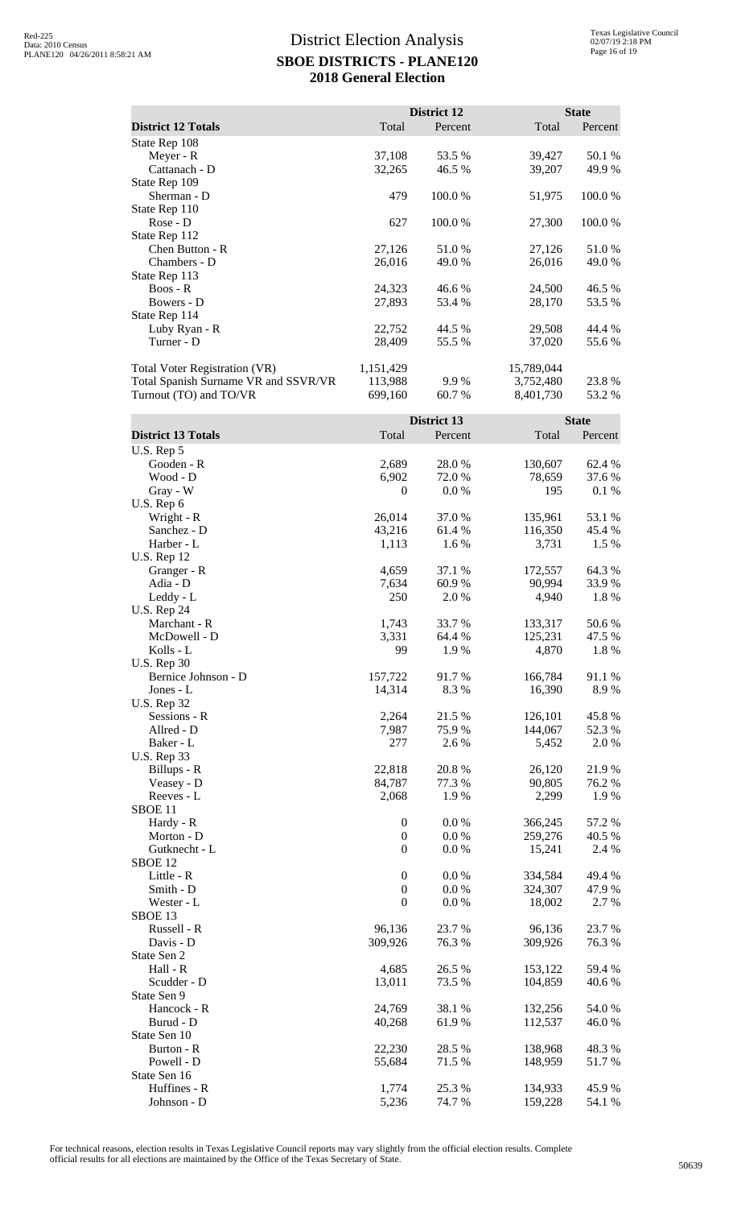# District Election Analysis

## SBOE DISTRICTS - PLANE120

## 2018 General Election

| District 12 Totals | District 12 Total | District 12 Percent | State Total | State Percent |
|---|---|---|---|---|
| State Rep 108 | | | | |
| Meyer - R | 37,108 | 53.5 % | 39,427 | 50.1 % |
| Cattanach - D | 32,265 | 46.5 % | 39,207 | 49.9 % |
| State Rep 109 | | | | |
| Sherman - D | 479 | 100.0 % | 51,975 | 100.0 % |
| State Rep 110 | | | | |
| Rose - D | 627 | 100.0 % | 27,300 | 100.0 % |
| State Rep 112 | | | | |
| Chen Button - R | 27,126 | 51.0 % | 27,126 | 51.0 % |
| Chambers - D | 26,016 | 49.0 % | 26,016 | 49.0 % |
| State Rep 113 | | | | |
| Boos - R | 24,323 | 46.6 % | 24,500 | 46.5 % |
| Bowers - D | 27,893 | 53.4 % | 28,170 | 53.5 % |
| State Rep 114 | | | | |
| Luby Ryan - R | 22,752 | 44.5 % | 29,508 | 44.4 % |
| Turner - D | 28,409 | 55.5 % | 37,020 | 55.6 % |
| | | | | |
| Total Voter Registration (VR) | 1,151,429 | | 15,789,044 | |
| Total Spanish Surname VR and SSVR/VR | 113,988 | 9.9 % | 3,752,480 | 23.8 % |
| Turnout (TO) and TO/VR | 699,160 | 60.7 % | 8,401,730 | 53.2 % |

| District 13 Totals | District 13 Total | District 13 Percent | State Total | State Percent |
|---|---|---|---|---|
| U.S. Rep 5 | | | | |
| Gooden - R | 2,689 | 28.0 % | 130,607 | 62.4 % |
| Wood - D | 6,902 | 72.0 % | 78,659 | 37.6 % |
| Gray - W | 0 | 0.0 % | 195 | 0.1 % |
| U.S. Rep 6 | | | | |
| Wright - R | 26,014 | 37.0 % | 135,961 | 53.1 % |
| Sanchez - D | 43,216 | 61.4 % | 116,350 | 45.4 % |
| Harber - L | 1,113 | 1.6 % | 3,731 | 1.5 % |
| U.S. Rep 12 | | | | |
| Granger - R | 4,659 | 37.1 % | 172,557 | 64.3 % |
| Adia - D | 7,634 | 60.9 % | 90,994 | 33.9 % |
| Leddy - L | 250 | 2.0 % | 4,940 | 1.8 % |
| U.S. Rep 24 | | | | |
| Marchant - R | 1,743 | 33.7 % | 133,317 | 50.6 % |
| McDowell - D | 3,331 | 64.4 % | 125,231 | 47.5 % |
| Kolls - L | 99 | 1.9 % | 4,870 | 1.8 % |
| U.S. Rep 30 | | | | |
| Bernice Johnson - D | 157,722 | 91.7 % | 166,784 | 91.1 % |
| Jones - L | 14,314 | 8.3 % | 16,390 | 8.9 % |
| U.S. Rep 32 | | | | |
| Sessions - R | 2,264 | 21.5 % | 126,101 | 45.8 % |
| Allred - D | 7,987 | 75.9 % | 144,067 | 52.3 % |
| Baker - L | 277 | 2.6 % | 5,452 | 2.0 % |
| U.S. Rep 33 | | | | |
| Billups - R | 22,818 | 20.8 % | 26,120 | 21.9 % |
| Veasey - D | 84,787 | 77.3 % | 90,805 | 76.2 % |
| Reeves - L | 2,068 | 1.9 % | 2,299 | 1.9 % |
| SBOE 11 | | | | |
| Hardy - R | 0 | 0.0 % | 366,245 | 57.2 % |
| Morton - D | 0 | 0.0 % | 259,276 | 40.5 % |
| Gutknecht - L | 0 | 0.0 % | 15,241 | 2.4 % |
| SBOE 12 | | | | |
| Little - R | 0 | 0.0 % | 334,584 | 49.4 % |
| Smith - D | 0 | 0.0 % | 324,307 | 47.9 % |
| Wester - L | 0 | 0.0 % | 18,002 | 2.7 % |
| SBOE 13 | | | | |
| Russell - R | 96,136 | 23.7 % | 96,136 | 23.7 % |
| Davis - D | 309,926 | 76.3 % | 309,926 | 76.3 % |
| State Sen 2 | | | | |
| Hall - R | 4,685 | 26.5 % | 153,122 | 59.4 % |
| Scudder - D | 13,011 | 73.5 % | 104,859 | 40.6 % |
| State Sen 9 | | | | |
| Hancock - R | 24,769 | 38.1 % | 132,256 | 54.0 % |
| Burud - D | 40,268 | 61.9 % | 112,537 | 46.0 % |
| State Sen 10 | | | | |
| Burton - R | 22,230 | 28.5 % | 138,968 | 48.3 % |
| Powell - D | 55,684 | 71.5 % | 148,959 | 51.7 % |
| State Sen 16 | | | | |
| Huffines - R | 1,774 | 25.3 % | 134,933 | 45.9 % |
| Johnson - D | 5,236 | 74.7 % | 159,228 | 54.1 % |

For technical reasons, election results in Texas Legislative Council reports may vary slightly from the official election results. Complete official results for all elections are maintained by the Office of the Texas Secretary of State.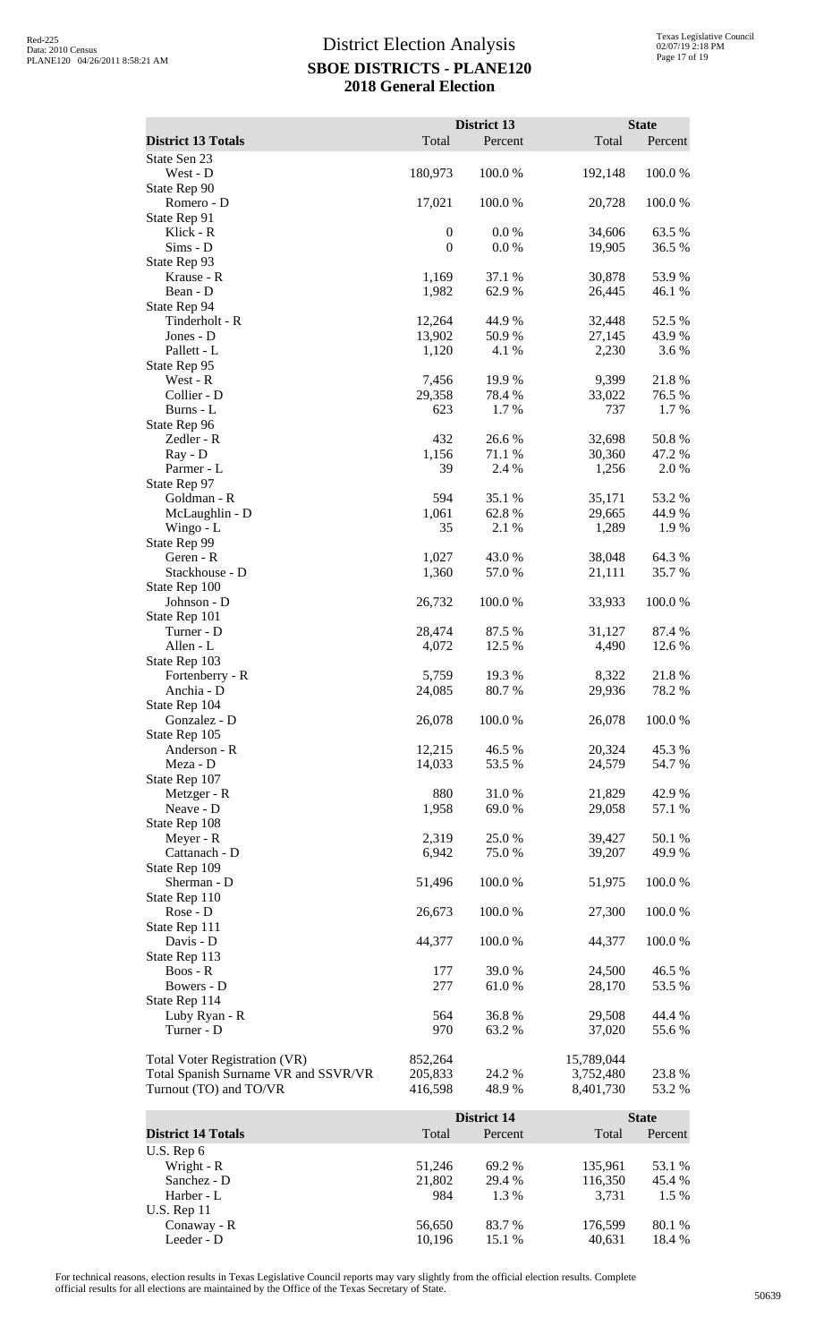# District Election Analysis
## SBOE DISTRICTS - PLANE120
## 2018 General Election

| District 13 Totals | District 13 Total | District 13 Percent | State Total | State Percent |
|---|---|---|---|---|
| State Sen 23 | | | | |
| West - D | 180,973 | 100.0 % | 192,148 | 100.0 % |
| State Rep 90 | | | | |
| Romero - D | 17,021 | 100.0 % | 20,728 | 100.0 % |
| State Rep 91 | | | | |
| Klick - R | 0 | 0.0 % | 34,606 | 63.5 % |
| Sims - D | 0 | 0.0 % | 19,905 | 36.5 % |
| State Rep 93 | | | | |
| Krause - R | 1,169 | 37.1 % | 30,878 | 53.9 % |
| Bean - D | 1,982 | 62.9 % | 26,445 | 46.1 % |
| State Rep 94 | | | | |
| Tinderholt - R | 12,264 | 44.9 % | 32,448 | 52.5 % |
| Jones - D | 13,902 | 50.9 % | 27,145 | 43.9 % |
| Pallett - L | 1,120 | 4.1 % | 2,230 | 3.6 % |
| State Rep 95 | | | | |
| West - R | 7,456 | 19.9 % | 9,399 | 21.8 % |
| Collier - D | 29,358 | 78.4 % | 33,022 | 76.5 % |
| Burns - L | 623 | 1.7 % | 737 | 1.7 % |
| State Rep 96 | | | | |
| Zedler - R | 432 | 26.6 % | 32,698 | 50.8 % |
| Ray - D | 1,156 | 71.1 % | 30,360 | 47.2 % |
| Parmer - L | 39 | 2.4 % | 1,256 | 2.0 % |
| State Rep 97 | | | | |
| Goldman - R | 594 | 35.1 % | 35,171 | 53.2 % |
| McLaughlin - D | 1,061 | 62.8 % | 29,665 | 44.9 % |
| Wingo - L | 35 | 2.1 % | 1,289 | 1.9 % |
| State Rep 99 | | | | |
| Geren - R | 1,027 | 43.0 % | 38,048 | 64.3 % |
| Stackhouse - D | 1,360 | 57.0 % | 21,111 | 35.7 % |
| State Rep 100 | | | | |
| Johnson - D | 26,732 | 100.0 % | 33,933 | 100.0 % |
| State Rep 101 | | | | |
| Turner - D | 28,474 | 87.5 % | 31,127 | 87.4 % |
| Allen - L | 4,072 | 12.5 % | 4,490 | 12.6 % |
| State Rep 103 | | | | |
| Fortenberry - R | 5,759 | 19.3 % | 8,322 | 21.8 % |
| Anchia - D | 24,085 | 80.7 % | 29,936 | 78.2 % |
| State Rep 104 | | | | |
| Gonzalez - D | 26,078 | 100.0 % | 26,078 | 100.0 % |
| State Rep 105 | | | | |
| Anderson - R | 12,215 | 46.5 % | 20,324 | 45.3 % |
| Meza - D | 14,033 | 53.5 % | 24,579 | 54.7 % |
| State Rep 107 | | | | |
| Metzger - R | 880 | 31.0 % | 21,829 | 42.9 % |
| Neave - D | 1,958 | 69.0 % | 29,058 | 57.1 % |
| State Rep 108 | | | | |
| Meyer - R | 2,319 | 25.0 % | 39,427 | 50.1 % |
| Cattanach - D | 6,942 | 75.0 % | 39,207 | 49.9 % |
| State Rep 109 | | | | |
| Sherman - D | 51,496 | 100.0 % | 51,975 | 100.0 % |
| State Rep 110 | | | | |
| Rose - D | 26,673 | 100.0 % | 27,300 | 100.0 % |
| State Rep 111 | | | | |
| Davis - D | 44,377 | 100.0 % | 44,377 | 100.0 % |
| State Rep 113 | | | | |
| Boos - R | 177 | 39.0 % | 24,500 | 46.5 % |
| Bowers - D | 277 | 61.0 % | 28,170 | 53.5 % |
| State Rep 114 | | | | |
| Luby Ryan - R | 564 | 36.8 % | 29,508 | 44.4 % |
| Turner - D | 970 | 63.2 % | 37,020 | 55.6 % |
| | | | | |
| Total Voter Registration (VR) | 852,264 | | 15,789,044 | |
| Total Spanish Surname VR and SSVR/VR | 205,833 | 24.2 % | 3,752,480 | 23.8 % |
| Turnout (TO) and TO/VR | 416,598 | 48.9 % | 8,401,730 | 53.2 % |

| District 14 Totals | District 14 Total | District 14 Percent | State Total | State Percent |
|---|---|---|---|---|
| U.S. Rep 6 | | | | |
| Wright - R | 51,246 | 69.2 % | 135,961 | 53.1 % |
| Sanchez - D | 21,802 | 29.4 % | 116,350 | 45.4 % |
| Harber - L | 984 | 1.3 % | 3,731 | 1.5 % |
| U.S. Rep 11 | | | | |
| Conaway - R | 56,650 | 83.7 % | 176,599 | 80.1 % |
| Leeder - D | 10,196 | 15.1 % | 40,631 | 18.4 % |

For technical reasons, election results in Texas Legislative Council reports may vary slightly from the official election results. Complete official results for all elections are maintained by the Office of the Texas Secretary of State.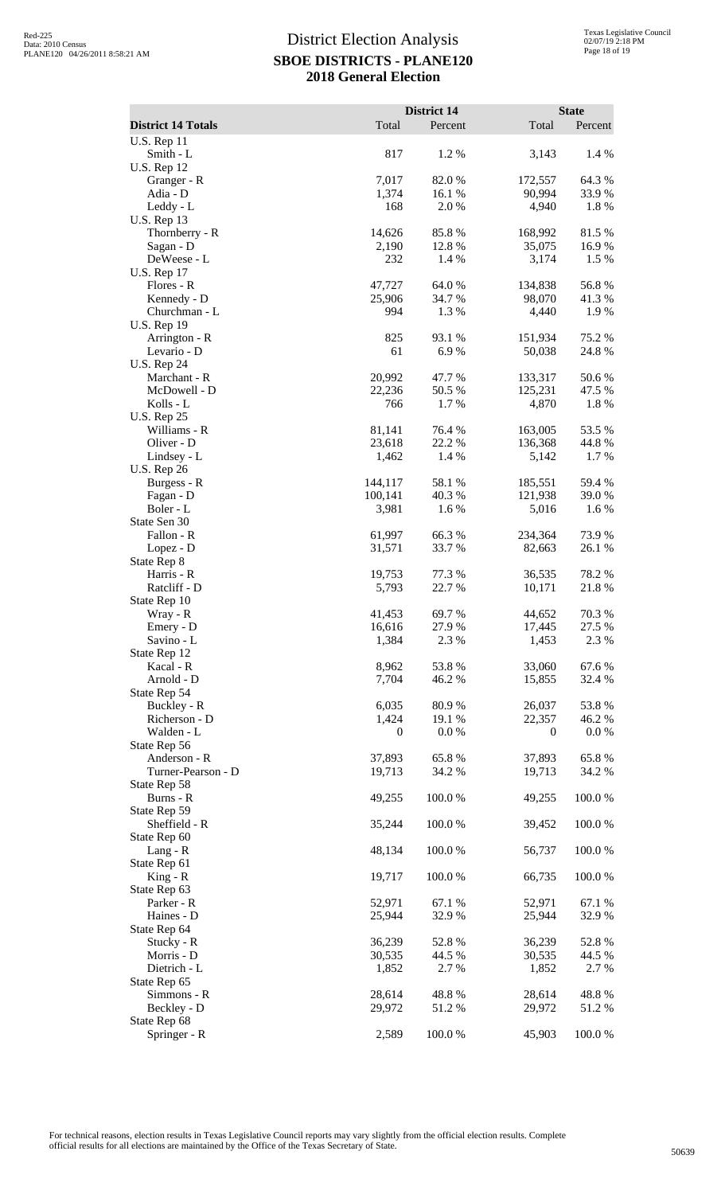# District Election Analysis

## SBOE DISTRICTS - PLANE120

## 2018 General Election

| District 14 Totals | District 14 Total | District 14 Percent | State Total | State Percent |
|---|---|---|---|---|
| **U.S. Rep 11** | | | | |
| Smith - L | 817 | 1.2 % | 3,143 | 1.4 % |
| **U.S. Rep 12** | | | | |
| Granger - R | 7,017 | 82.0 % | 172,557 | 64.3 % |
| Adia - D | 1,374 | 16.1 % | 90,994 | 33.9 % |
| Leddy - L | 168 | 2.0 % | 4,940 | 1.8 % |
| **U.S. Rep 13** | | | | |
| Thornberry - R | 14,626 | 85.8 % | 168,992 | 81.5 % |
| Sagan - D | 2,190 | 12.8 % | 35,075 | 16.9 % |
| DeWeese - L | 232 | 1.4 % | 3,174 | 1.5 % |
| **U.S. Rep 17** | | | | |
| Flores - R | 47,727 | 64.0 % | 134,838 | 56.8 % |
| Kennedy - D | 25,906 | 34.7 % | 98,070 | 41.3 % |
| Churchman - L | 994 | 1.3 % | 4,440 | 1.9 % |
| **U.S. Rep 19** | | | | |
| Arrington - R | 825 | 93.1 % | 151,934 | 75.2 % |
| Levario - D | 61 | 6.9 % | 50,038 | 24.8 % |
| **U.S. Rep 24** | | | | |
| Marchant - R | 20,992 | 47.7 % | 133,317 | 50.6 % |
| McDowell - D | 22,236 | 50.5 % | 125,231 | 47.5 % |
| Kolls - L | 766 | 1.7 % | 4,870 | 1.8 % |
| **U.S. Rep 25** | | | | |
| Williams - R | 81,141 | 76.4 % | 163,005 | 53.5 % |
| Oliver - D | 23,618 | 22.2 % | 136,368 | 44.8 % |
| Lindsey - L | 1,462 | 1.4 % | 5,142 | 1.7 % |
| **U.S. Rep 26** | | | | |
| Burgess - R | 144,117 | 58.1 % | 185,551 | 59.4 % |
| Fagan - D | 100,141 | 40.3 % | 121,938 | 39.0 % |
| Boler - L | 3,981 | 1.6 % | 5,016 | 1.6 % |
| **State Sen 30** | | | | |
| Fallon - R | 61,997 | 66.3 % | 234,364 | 73.9 % |
| Lopez - D | 31,571 | 33.7 % | 82,663 | 26.1 % |
| **State Rep 8** | | | | |
| Harris - R | 19,753 | 77.3 % | 36,535 | 78.2 % |
| Ratcliff - D | 5,793 | 22.7 % | 10,171 | 21.8 % |
| **State Rep 10** | | | | |
| Wray - R | 41,453 | 69.7 % | 44,652 | 70.3 % |
| Emery - D | 16,616 | 27.9 % | 17,445 | 27.5 % |
| Savino - L | 1,384 | 2.3 % | 1,453 | 2.3 % |
| **State Rep 12** | | | | |
| Kacal - R | 8,962 | 53.8 % | 33,060 | 67.6 % |
| Arnold - D | 7,704 | 46.2 % | 15,855 | 32.4 % |
| **State Rep 54** | | | | |
| Buckley - R | 6,035 | 80.9 % | 26,037 | 53.8 % |
| Richerson - D | 1,424 | 19.1 % | 22,357 | 46.2 % |
| Walden - L | 0 | 0.0 % | 0 | 0.0 % |
| **State Rep 56** | | | | |
| Anderson - R | 37,893 | 65.8 % | 37,893 | 65.8 % |
| Turner-Pearson - D | 19,713 | 34.2 % | 19,713 | 34.2 % |
| **State Rep 58** | | | | |
| Burns - R | 49,255 | 100.0 % | 49,255 | 100.0 % |
| **State Rep 59** | | | | |
| Sheffield - R | 35,244 | 100.0 % | 39,452 | 100.0 % |
| **State Rep 60** | | | | |
| Lang - R | 48,134 | 100.0 % | 56,737 | 100.0 % |
| **State Rep 61** | | | | |
| King - R | 19,717 | 100.0 % | 66,735 | 100.0 % |
| **State Rep 63** | | | | |
| Parker - R | 52,971 | 67.1 % | 52,971 | 67.1 % |
| Haines - D | 25,944 | 32.9 % | 25,944 | 32.9 % |
| **State Rep 64** | | | | |
| Stucky - R | 36,239 | 52.8 % | 36,239 | 52.8 % |
| Morris - D | 30,535 | 44.5 % | 30,535 | 44.5 % |
| Dietrich - L | 1,852 | 2.7 % | 1,852 | 2.7 % |
| **State Rep 65** | | | | |
| Simmons - R | 28,614 | 48.8 % | 28,614 | 48.8 % |
| Beckley - D | 29,972 | 51.2 % | 29,972 | 51.2 % |
| **State Rep 68** | | | | |
| Springer - R | 2,589 | 100.0 % | 45,903 | 100.0 % |

For technical reasons, election results in Texas Legislative Council reports may vary slightly from the official election results. Complete official results for all elections are maintained by the Office of the Texas Secretary of State.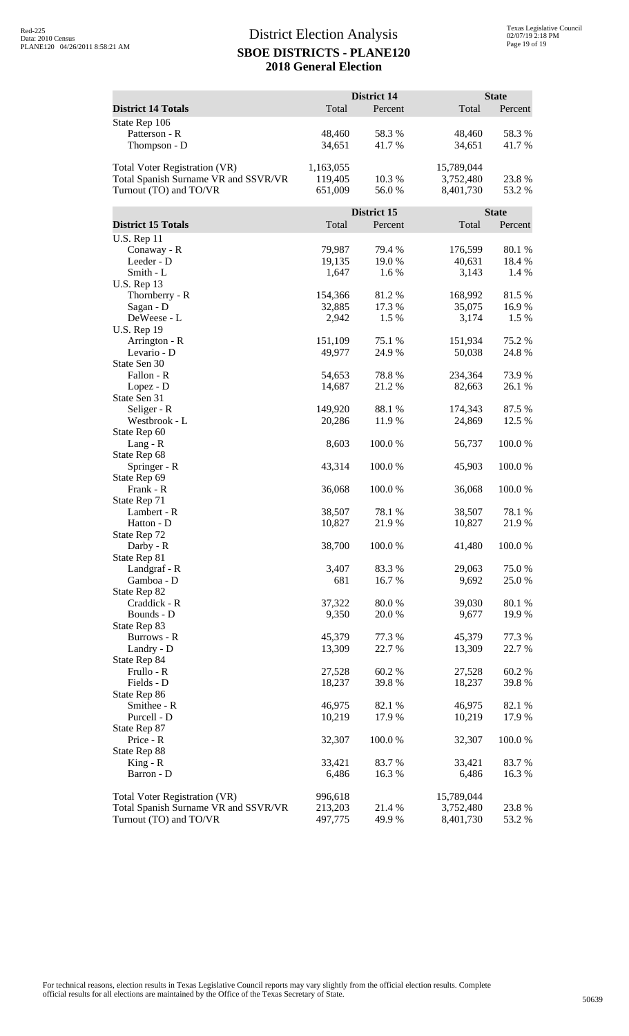# District Election Analysis

## SBOE DISTRICTS - PLANE120

## 2018 General Election

| | District 14 | | State | |
|---|---|---|---|---|
| **District 14 Totals** | Total | Percent | Total | Percent |
| State Rep 106 | | | | |
| Patterson - R | 48,460 | 58.3 % | 48,460 | 58.3 % |
| Thompson - D | 34,651 | 41.7 % | 34,651 | 41.7 % |
| Total Voter Registration (VR) | 1,163,055 | | 15,789,044 | |
| Total Spanish Surname VR and SSVR/VR | 119,405 | 10.3 % | 3,752,480 | 23.8 % |
| Turnout (TO) and TO/VR | 651,009 | 56.0 % | 8,401,730 | 53.2 % |

| | District 15 | | State | |
|---|---|---|---|---|
| **District 15 Totals** | Total | Percent | Total | Percent |
| U.S. Rep 11 | | | | |
| Conaway - R | 79,987 | 79.4 % | 176,599 | 80.1 % |
| Leeder - D | 19,135 | 19.0 % | 40,631 | 18.4 % |
| Smith - L | 1,647 | 1.6 % | 3,143 | 1.4 % |
| U.S. Rep 13 | | | | |
| Thornberry - R | 154,366 | 81.2 % | 168,992 | 81.5 % |
| Sagan - D | 32,885 | 17.3 % | 35,075 | 16.9 % |
| DeWeese - L | 2,942 | 1.5 % | 3,174 | 1.5 % |
| U.S. Rep 19 | | | | |
| Arrington - R | 151,109 | 75.1 % | 151,934 | 75.2 % |
| Levario - D | 49,977 | 24.9 % | 50,038 | 24.8 % |
| State Sen 30 | | | | |
| Fallon - R | 54,653 | 78.8 % | 234,364 | 73.9 % |
| Lopez - D | 14,687 | 21.2 % | 82,663 | 26.1 % |
| State Sen 31 | | | | |
| Seliger - R | 149,920 | 88.1 % | 174,343 | 87.5 % |
| Westbrook - L | 20,286 | 11.9 % | 24,869 | 12.5 % |
| State Rep 60 | | | | |
| Lang - R | 8,603 | 100.0 % | 56,737 | 100.0 % |
| State Rep 68 | | | | |
| Springer - R | 43,314 | 100.0 % | 45,903 | 100.0 % |
| State Rep 69 | | | | |
| Frank - R | 36,068 | 100.0 % | 36,068 | 100.0 % |
| State Rep 71 | | | | |
| Lambert - R | 38,507 | 78.1 % | 38,507 | 78.1 % |
| Hatton - D | 10,827 | 21.9 % | 10,827 | 21.9 % |
| State Rep 72 | | | | |
| Darby - R | 38,700 | 100.0 % | 41,480 | 100.0 % |
| State Rep 81 | | | | |
| Landgraf - R | 3,407 | 83.3 % | 29,063 | 75.0 % |
| Gamboa - D | 681 | 16.7 % | 9,692 | 25.0 % |
| State Rep 82 | | | | |
| Craddick - R | 37,322 | 80.0 % | 39,030 | 80.1 % |
| Bounds - D | 9,350 | 20.0 % | 9,677 | 19.9 % |
| State Rep 83 | | | | |
| Burrows - R | 45,379 | 77.3 % | 45,379 | 77.3 % |
| Landry - D | 13,309 | 22.7 % | 13,309 | 22.7 % |
| State Rep 84 | | | | |
| Frullo - R | 27,528 | 60.2 % | 27,528 | 60.2 % |
| Fields - D | 18,237 | 39.8 % | 18,237 | 39.8 % |
| State Rep 86 | | | | |
| Smithee - R | 46,975 | 82.1 % | 46,975 | 82.1 % |
| Purcell - D | 10,219 | 17.9 % | 10,219 | 17.9 % |
| State Rep 87 | | | | |
| Price - R | 32,307 | 100.0 % | 32,307 | 100.0 % |
| State Rep 88 | | | | |
| King - R | 33,421 | 83.7 % | 33,421 | 83.7 % |
| Barron - D | 6,486 | 16.3 % | 6,486 | 16.3 % |
| Total Voter Registration (VR) | 996,618 | | 15,789,044 | |
| Total Spanish Surname VR and SSVR/VR | 213,203 | 21.4 % | 3,752,480 | 23.8 % |
| Turnout (TO) and TO/VR | 497,775 | 49.9 % | 8,401,730 | 53.2 % |

For technical reasons, election results in Texas Legislative Council reports may vary slightly from the official election results. Complete official results for all elections are maintained by the Office of the Texas Secretary of State.